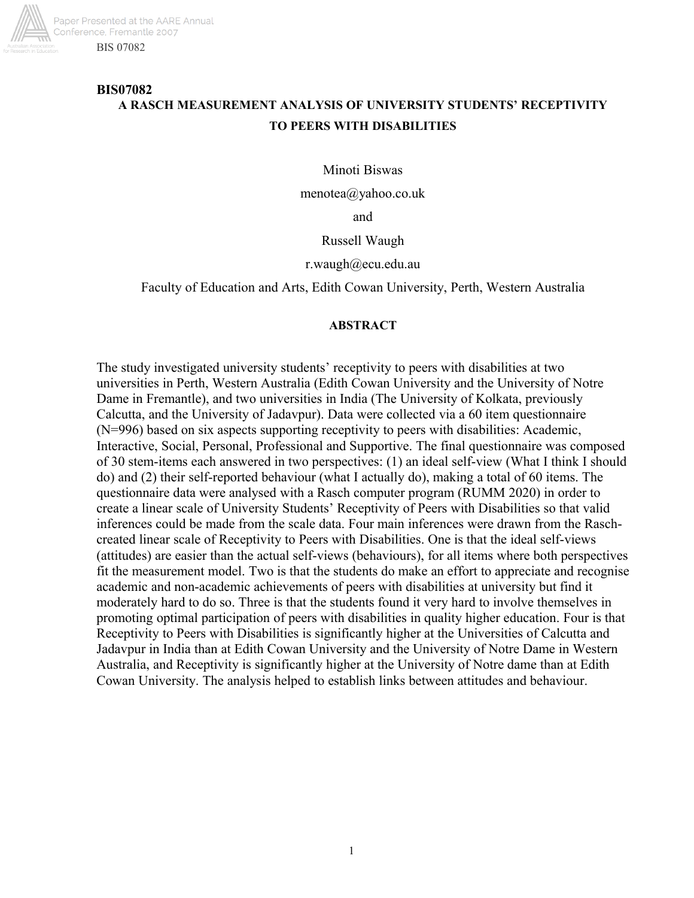**BIS07082**

# A RASCH MEASUREMENT ANALYSIS OF UNIVERSITY STUDENTS' RECEPTIVITY TO PEERS WITH DISABILITIES

Minoti Biswas

menotea@yahoo.co.uk

and

Russell Waugh

r.waugh@ecu.edu.au

Faculty of Education and Arts, Edith Cowan University, Perth, Western Australia

## ABSTRACT

The study investigated university students' receptivity to peers with disabilities at two universities in Perth, Western Australia (Edith Cowan University and the University of Notre Dame in Fremantle), and two universities in India (The University of Kolkata, previously Calcutta, and the University of Jadavpur). Data were collected via a 60 item questionnaire (N=996) based on six aspects supporting receptivity to peers with disabilities: Academic, Interactive, Social, Personal, Professional and Supportive. The final questionnaire was composed of 30 stem-items each answered in two perspectives: (1) an ideal self-view (What I think I should do) and (2) their self-reported behaviour (what I actually do), making a total of 60 items. The questionnaire data were analysed with a Rasch computer program (RUMM 2020) in order to create a linear scale of University Students' Receptivity of Peers with Disabilities so that valid inferences could be made from the scale data. Four main inferences were drawn from the Rasch-created linear scale of Receptivity to Peers with Disabilities. One is that the ideal self-views (attitudes) are easier than the actual self-views (behaviours), for all items where both perspectives fit the measurement model. Two is that the students do make an effort to appreciate and recognise academic and non-academic achievements of peers with disabilities at university but find it moderately hard to do so. Three is that the students found it very hard to involve themselves in promoting optimal participation of peers with disabilities in quality higher education. Four is that Receptivity to Peers with Disabilities is significantly higher at the Universities of Calcutta and Jadavpur in India than at Edith Cowan University and the University of Notre Dame in Western Australia, and Receptivity is significantly higher at the University of Notre dame than at Edith Cowan University. The analysis helped to establish links between attitudes and behaviour.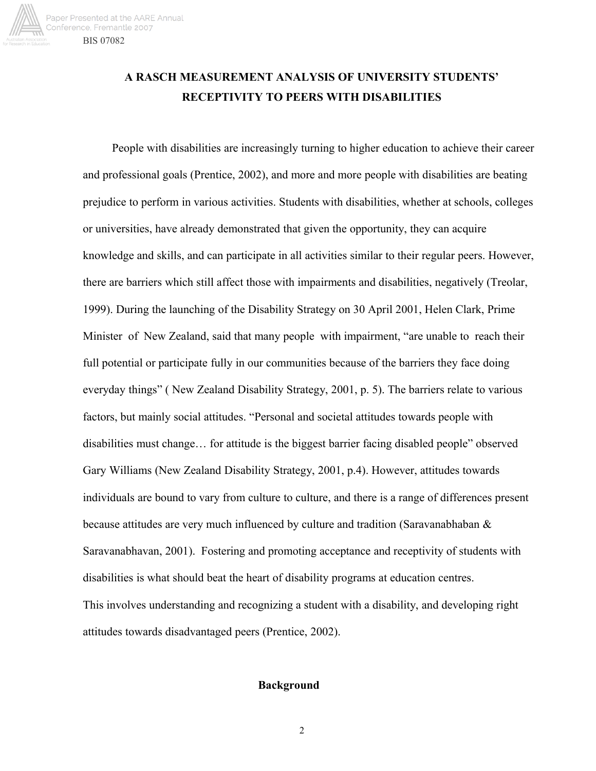# A RASCH MEASUREMENT ANALYSIS OF UNIVERSITY STUDENTS' RECEPTIVITY TO PEERS WITH DISABILITIES

People with disabilities are increasingly turning to higher education to achieve their career and professional goals (Prentice, 2002), and more and more people with disabilities are beating prejudice to perform in various activities. Students with disabilities, whether at schools, colleges or universities, have already demonstrated that given the opportunity, they can acquire knowledge and skills, and can participate in all activities similar to their regular peers. However, there are barriers which still affect those with impairments and disabilities, negatively (Treolar, 1999). During the launching of the Disability Strategy on 30 April 2001, Helen Clark, Prime Minister of New Zealand, said that many people with impairment, "are unable to reach their full potential or participate fully in our communities because of the barriers they face doing everyday things" ( New Zealand Disability Strategy, 2001, p. 5). The barriers relate to various factors, but mainly social attitudes. "Personal and societal attitudes towards people with disabilities must change… for attitude is the biggest barrier facing disabled people" observed Gary Williams (New Zealand Disability Strategy, 2001, p.4). However, attitudes towards individuals are bound to vary from culture to culture, and there is a range of differences present because attitudes are very much influenced by culture and tradition (Saravanabhaban & Saravanabhavan, 2001). Fostering and promoting acceptance and receptivity of students with disabilities is what should beat the heart of disability programs at education centres.
This involves understanding and recognizing a student with a disability, and developing right attitudes towards disadvantaged peers (Prentice, 2002).

## Background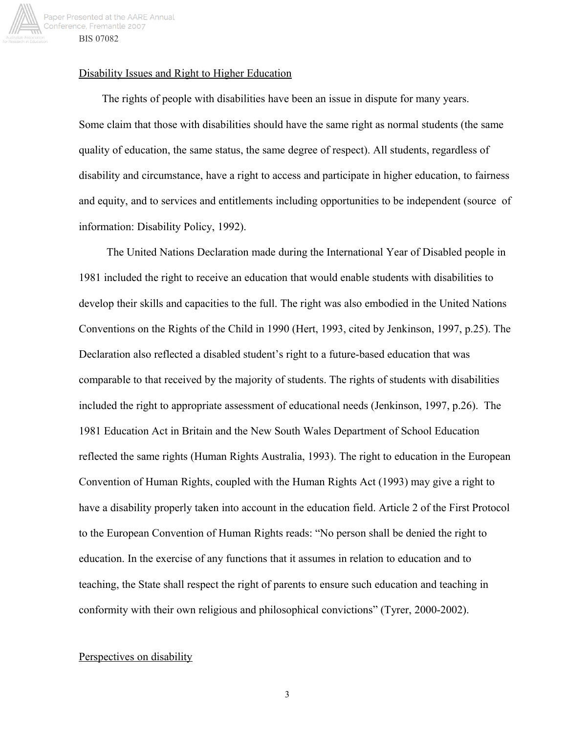## Disability Issues and Right to Higher Education

The rights of people with disabilities have been an issue in dispute for many years. Some claim that those with disabilities should have the same right as normal students (the same quality of education, the same status, the same degree of respect). All students, regardless of disability and circumstance, have a right to access and participate in higher education, to fairness and equity, and to services and entitlements including opportunities to be independent (source of information: Disability Policy, 1992).

The United Nations Declaration made during the International Year of Disabled people in 1981 included the right to receive an education that would enable students with disabilities to develop their skills and capacities to the full. The right was also embodied in the United Nations Conventions on the Rights of the Child in 1990 (Hert, 1993, cited by Jenkinson, 1997, p.25). The Declaration also reflected a disabled student's right to a future-based education that was comparable to that received by the majority of students. The rights of students with disabilities included the right to appropriate assessment of educational needs (Jenkinson, 1997, p.26). The 1981 Education Act in Britain and the New South Wales Department of School Education reflected the same rights (Human Rights Australia, 1993). The right to education in the European Convention of Human Rights, coupled with the Human Rights Act (1993) may give a right to have a disability properly taken into account in the education field. Article 2 of the First Protocol to the European Convention of Human Rights reads: "No person shall be denied the right to education. In the exercise of any functions that it assumes in relation to education and to teaching, the State shall respect the right of parents to ensure such education and teaching in conformity with their own religious and philosophical convictions" (Tyrer, 2000-2002).

## Perspectives on disability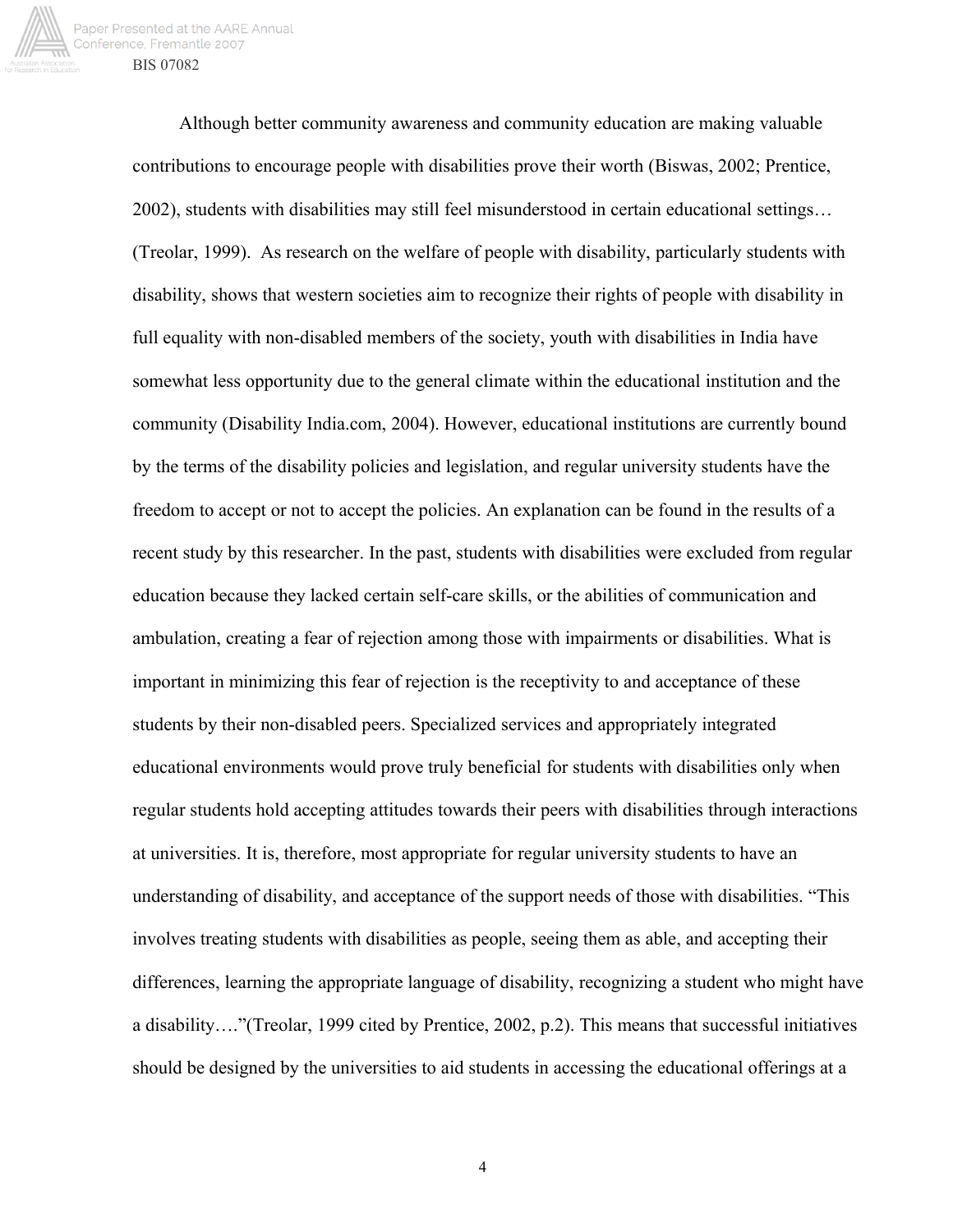Although better community awareness and community education are making valuable contributions to encourage people with disabilities prove their worth (Biswas, 2002; Prentice, 2002), students with disabilities may still feel misunderstood in certain educational settings… (Treolar, 1999). As research on the welfare of people with disability, particularly students with disability, shows that western societies aim to recognize their rights of people with disability in full equality with non-disabled members of the society, youth with disabilities in India have somewhat less opportunity due to the general climate within the educational institution and the community (Disability India.com, 2004). However, educational institutions are currently bound by the terms of the disability policies and legislation, and regular university students have the freedom to accept or not to accept the policies. An explanation can be found in the results of a recent study by this researcher. In the past, students with disabilities were excluded from regular education because they lacked certain self-care skills, or the abilities of communication and ambulation, creating a fear of rejection among those with impairments or disabilities. What is important in minimizing this fear of rejection is the receptivity to and acceptance of these students by their non-disabled peers. Specialized services and appropriately integrated educational environments would prove truly beneficial for students with disabilities only when regular students hold accepting attitudes towards their peers with disabilities through interactions at universities. It is, therefore, most appropriate for regular university students to have an understanding of disability, and acceptance of the support needs of those with disabilities. "This involves treating students with disabilities as people, seeing them as able, and accepting their differences, learning the appropriate language of disability, recognizing a student who might have a disability…."(Treolar, 1999 cited by Prentice, 2002, p.2). This means that successful initiatives should be designed by the universities to aid students in accessing the educational offerings at a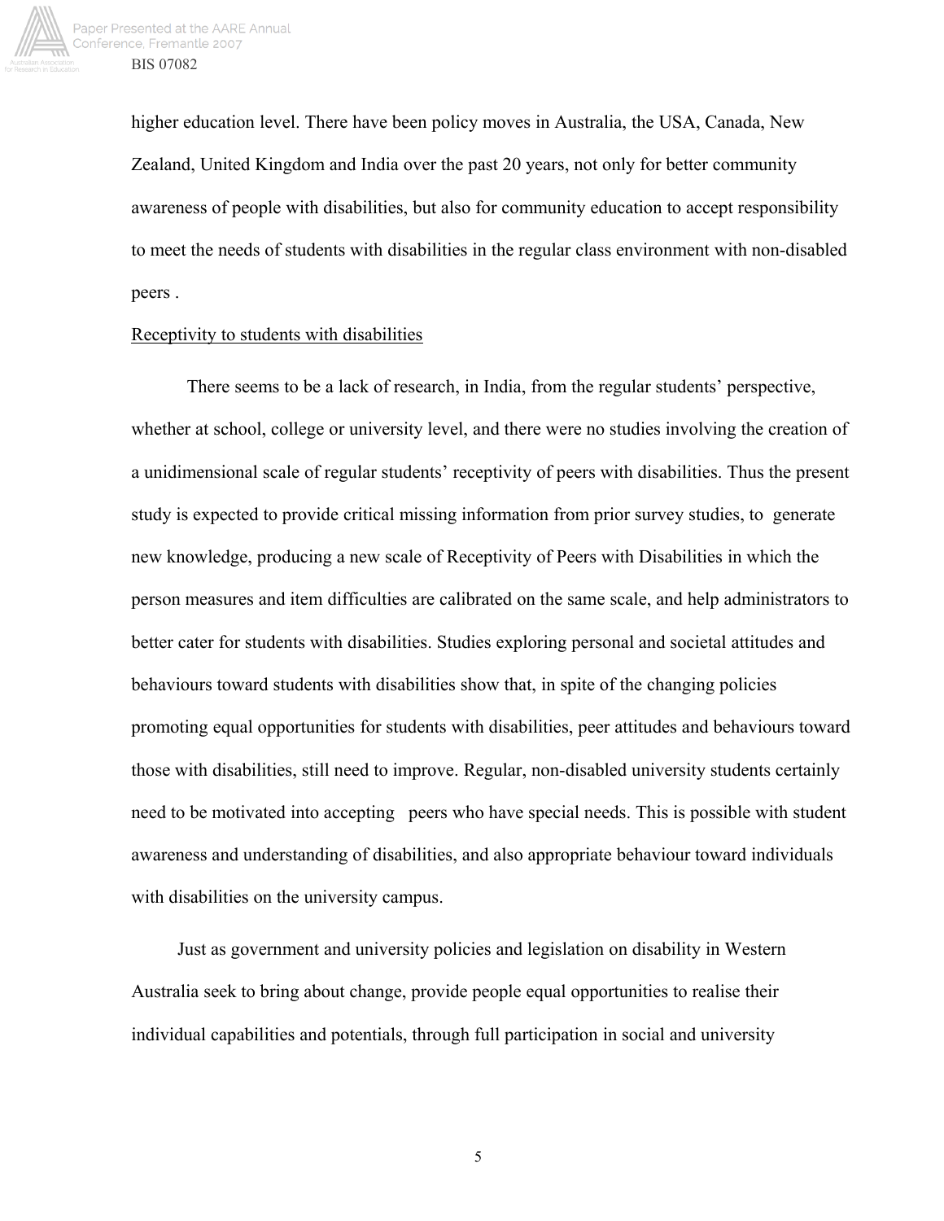higher education level. There have been policy moves in Australia, the USA, Canada, New Zealand, United Kingdom and India over the past 20 years, not only for better community awareness of people with disabilities, but also for community education to accept responsibility to meet the needs of students with disabilities in the regular class environment with non-disabled peers .

<u>Receptivity to students with disabilities</u>

There seems to be a lack of research, in India, from the regular students' perspective, whether at school, college or university level, and there were no studies involving the creation of a unidimensional scale of regular students' receptivity of peers with disabilities. Thus the present study is expected to provide critical missing information from prior survey studies, to generate new knowledge, producing a new scale of Receptivity of Peers with Disabilities in which the person measures and item difficulties are calibrated on the same scale, and help administrators to better cater for students with disabilities. Studies exploring personal and societal attitudes and behaviours toward students with disabilities show that, in spite of the changing policies promoting equal opportunities for students with disabilities, peer attitudes and behaviours toward those with disabilities, still need to improve. Regular, non-disabled university students certainly need to be motivated into accepting peers who have special needs. This is possible with student awareness and understanding of disabilities, and also appropriate behaviour toward individuals with disabilities on the university campus.

Just as government and university policies and legislation on disability in Western Australia seek to bring about change, provide people equal opportunities to realise their individual capabilities and potentials, through full participation in social and university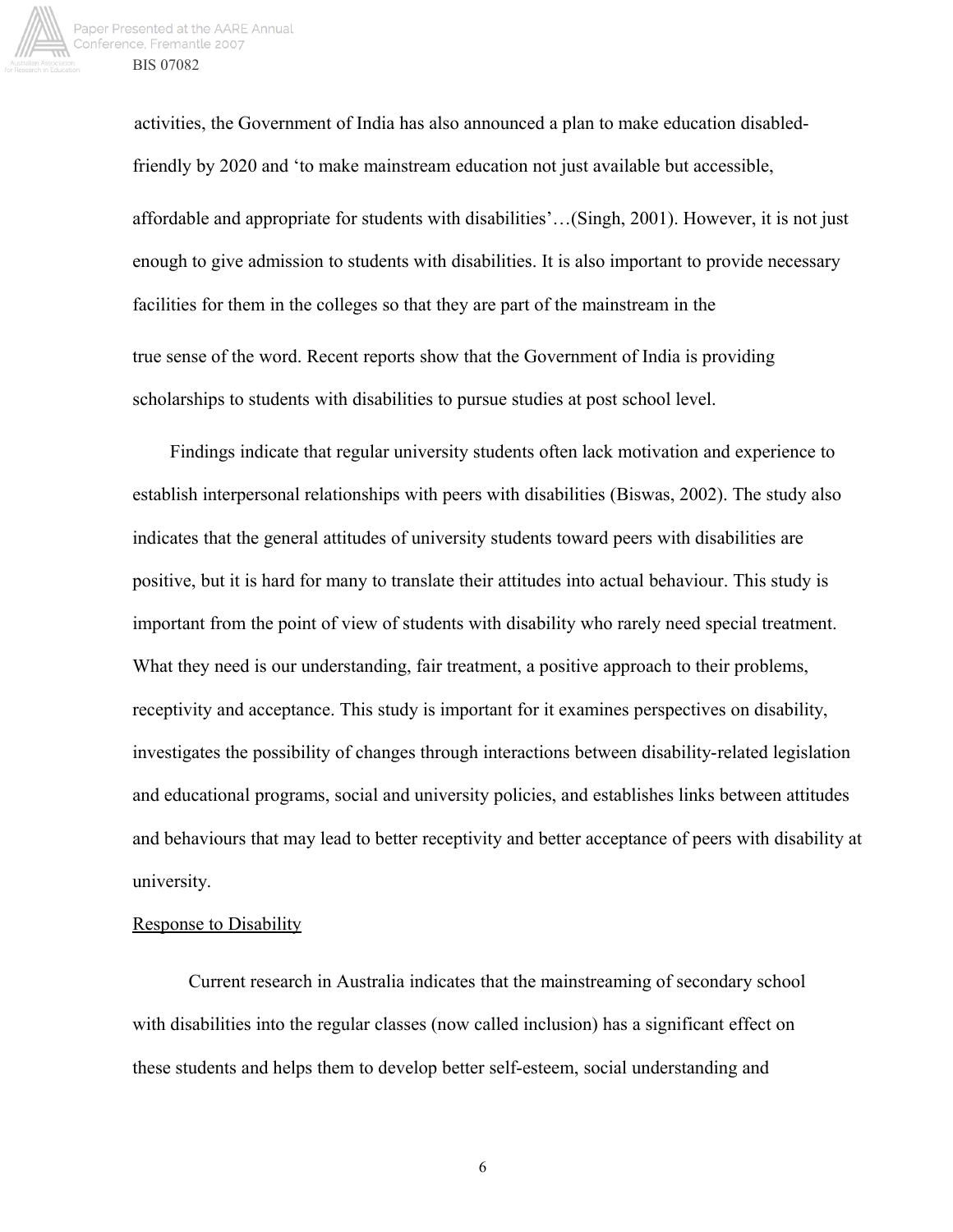activities, the Government of India has also announced a plan to make education disabled-friendly by 2020 and 'to make mainstream education not just available but accessible, affordable and appropriate for students with disabilities'…(Singh, 2001). However, it is not just enough to give admission to students with disabilities. It is also important to provide necessary facilities for them in the colleges so that they are part of the mainstream in the true sense of the word. Recent reports show that the Government of India is providing scholarships to students with disabilities to pursue studies at post school level.

Findings indicate that regular university students often lack motivation and experience to establish interpersonal relationships with peers with disabilities (Biswas, 2002). The study also indicates that the general attitudes of university students toward peers with disabilities are positive, but it is hard for many to translate their attitudes into actual behaviour. This study is important from the point of view of students with disability who rarely need special treatment. What they need is our understanding, fair treatment, a positive approach to their problems, receptivity and acceptance. This study is important for it examines perspectives on disability, investigates the possibility of changes through interactions between disability-related legislation and educational programs, social and university policies, and establishes links between attitudes and behaviours that may lead to better receptivity and better acceptance of peers with disability at university.

## Response to Disability

Current research in Australia indicates that the mainstreaming of secondary school with disabilities into the regular classes (now called inclusion) has a significant effect on these students and helps them to develop better self-esteem, social understanding and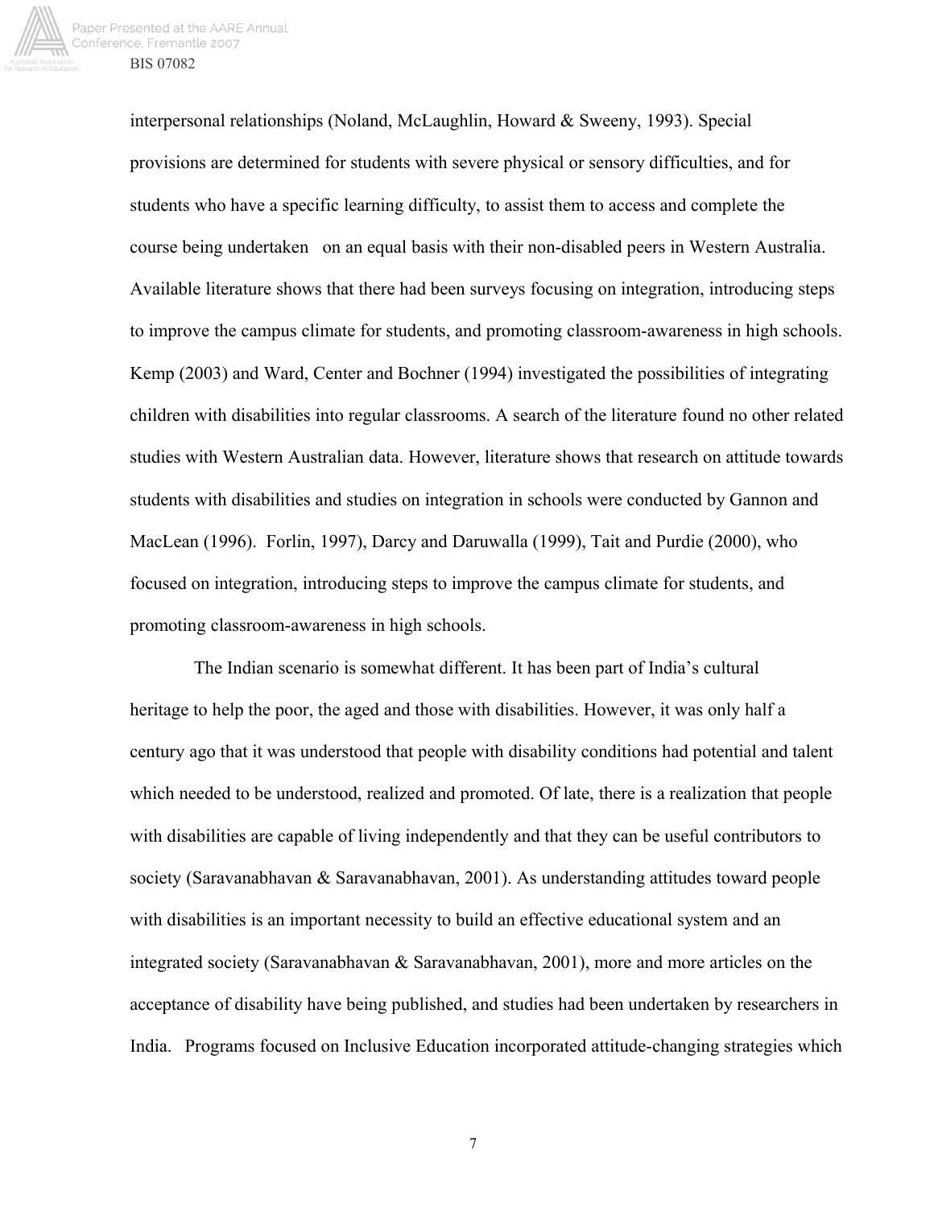interpersonal relationships (Noland, McLaughlin, Howard & Sweeny, 1993). Special provisions are determined for students with severe physical or sensory difficulties, and for students who have a specific learning difficulty, to assist them to access and complete the course being undertaken on an equal basis with their non-disabled peers in Western Australia. Available literature shows that there had been surveys focusing on integration, introducing steps to improve the campus climate for students, and promoting classroom-awareness in high schools. Kemp (2003) and Ward, Center and Bochner (1994) investigated the possibilities of integrating children with disabilities into regular classrooms. A search of the literature found no other related studies with Western Australian data. However, literature shows that research on attitude towards students with disabilities and studies on integration in schools were conducted by Gannon and MacLean (1996). Forlin, 1997), Darcy and Daruwalla (1999), Tait and Purdie (2000), who focused on integration, introducing steps to improve the campus climate for students, and promoting classroom-awareness in high schools.

The Indian scenario is somewhat different. It has been part of India's cultural heritage to help the poor, the aged and those with disabilities. However, it was only half a century ago that it was understood that people with disability conditions had potential and talent which needed to be understood, realized and promoted. Of late, there is a realization that people with disabilities are capable of living independently and that they can be useful contributors to society (Saravanabhavan & Saravanabhavan, 2001). As understanding attitudes toward people with disabilities is an important necessity to build an effective educational system and an integrated society (Saravanabhavan & Saravanabhavan, 2001), more and more articles on the acceptance of disability have being published, and studies had been undertaken by researchers in India. Programs focused on Inclusive Education incorporated attitude-changing strategies which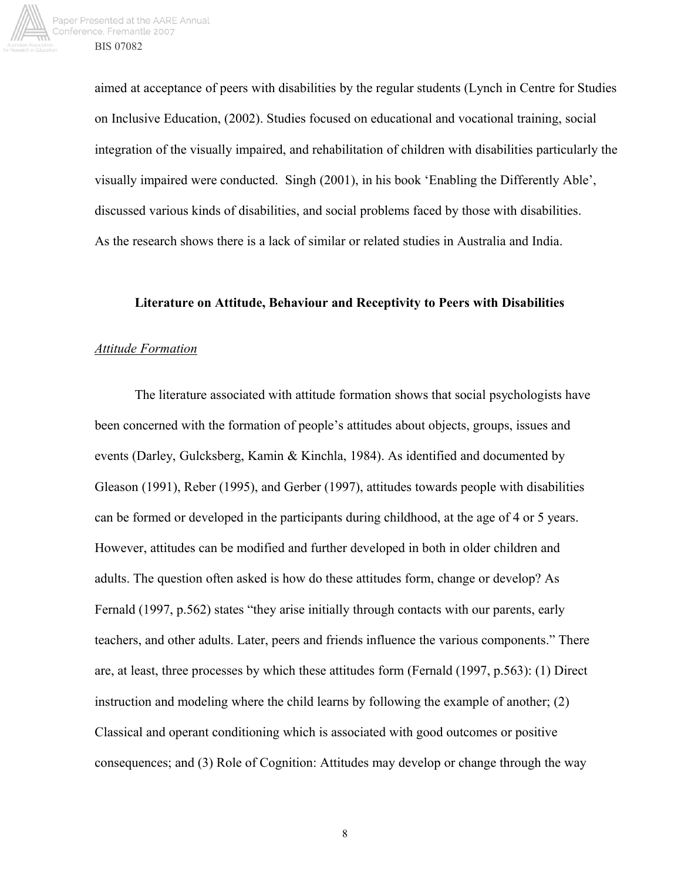aimed at acceptance of peers with disabilities by the regular students (Lynch in Centre for Studies on Inclusive Education, (2002). Studies focused on educational and vocational training, social integration of the visually impaired, and rehabilitation of children with disabilities particularly the visually impaired were conducted. Singh (2001), in his book 'Enabling the Differently Able', discussed various kinds of disabilities, and social problems faced by those with disabilities. As the research shows there is a lack of similar or related studies in Australia and India.

## Literature on Attitude, Behaviour and Receptivity to Peers with Disabilities

### *Attitude Formation*

The literature associated with attitude formation shows that social psychologists have been concerned with the formation of people's attitudes about objects, groups, issues and events (Darley, Gulcksberg, Kamin & Kinchla, 1984). As identified and documented by Gleason (1991), Reber (1995), and Gerber (1997), attitudes towards people with disabilities can be formed or developed in the participants during childhood, at the age of 4 or 5 years. However, attitudes can be modified and further developed in both in older children and adults. The question often asked is how do these attitudes form, change or develop? As Fernald (1997, p.562) states "they arise initially through contacts with our parents, early teachers, and other adults. Later, peers and friends influence the various components." There are, at least, three processes by which these attitudes form (Fernald (1997, p.563): (1) Direct instruction and modeling where the child learns by following the example of another; (2) Classical and operant conditioning which is associated with good outcomes or positive consequences; and (3) Role of Cognition: Attitudes may develop or change through the way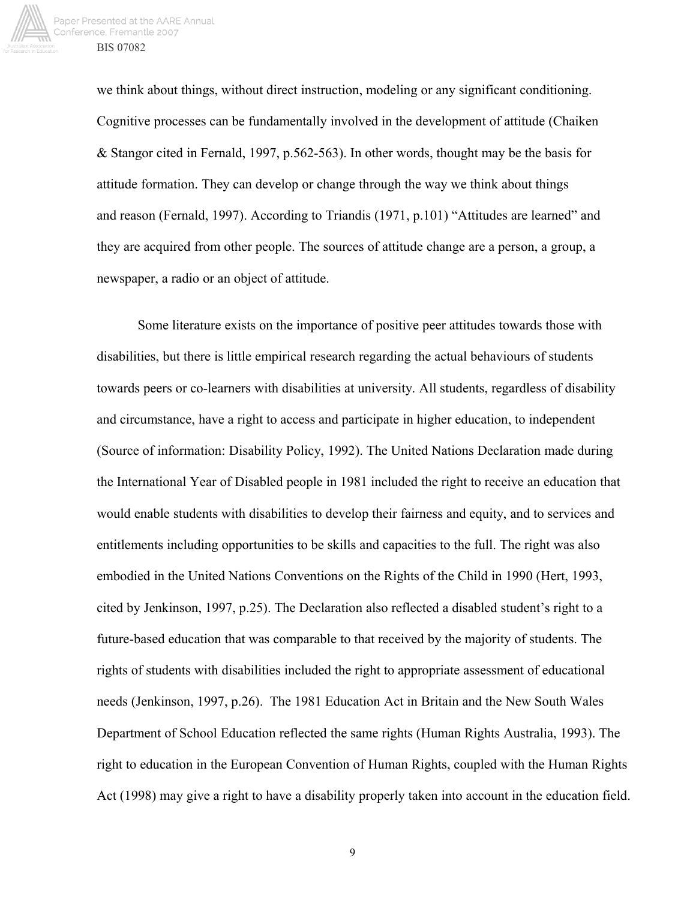we think about things, without direct instruction, modeling or any significant conditioning. Cognitive processes can be fundamentally involved in the development of attitude (Chaiken & Stangor cited in Fernald, 1997, p.562-563). In other words, thought may be the basis for attitude formation. They can develop or change through the way we think about things and reason (Fernald, 1997). According to Triandis (1971, p.101) "Attitudes are learned" and they are acquired from other people. The sources of attitude change are a person, a group, a newspaper, a radio or an object of attitude.

Some literature exists on the importance of positive peer attitudes towards those with disabilities, but there is little empirical research regarding the actual behaviours of students towards peers or co-learners with disabilities at university. All students, regardless of disability and circumstance, have a right to access and participate in higher education, to independent (Source of information: Disability Policy, 1992). The United Nations Declaration made during the International Year of Disabled people in 1981 included the right to receive an education that would enable students with disabilities to develop their fairness and equity, and to services and entitlements including opportunities to be skills and capacities to the full. The right was also embodied in the United Nations Conventions on the Rights of the Child in 1990 (Hert, 1993, cited by Jenkinson, 1997, p.25). The Declaration also reflected a disabled student's right to a future-based education that was comparable to that received by the majority of students. The rights of students with disabilities included the right to appropriate assessment of educational needs (Jenkinson, 1997, p.26). The 1981 Education Act in Britain and the New South Wales Department of School Education reflected the same rights (Human Rights Australia, 1993). The right to education in the European Convention of Human Rights, coupled with the Human Rights Act (1998) may give a right to have a disability properly taken into account in the education field.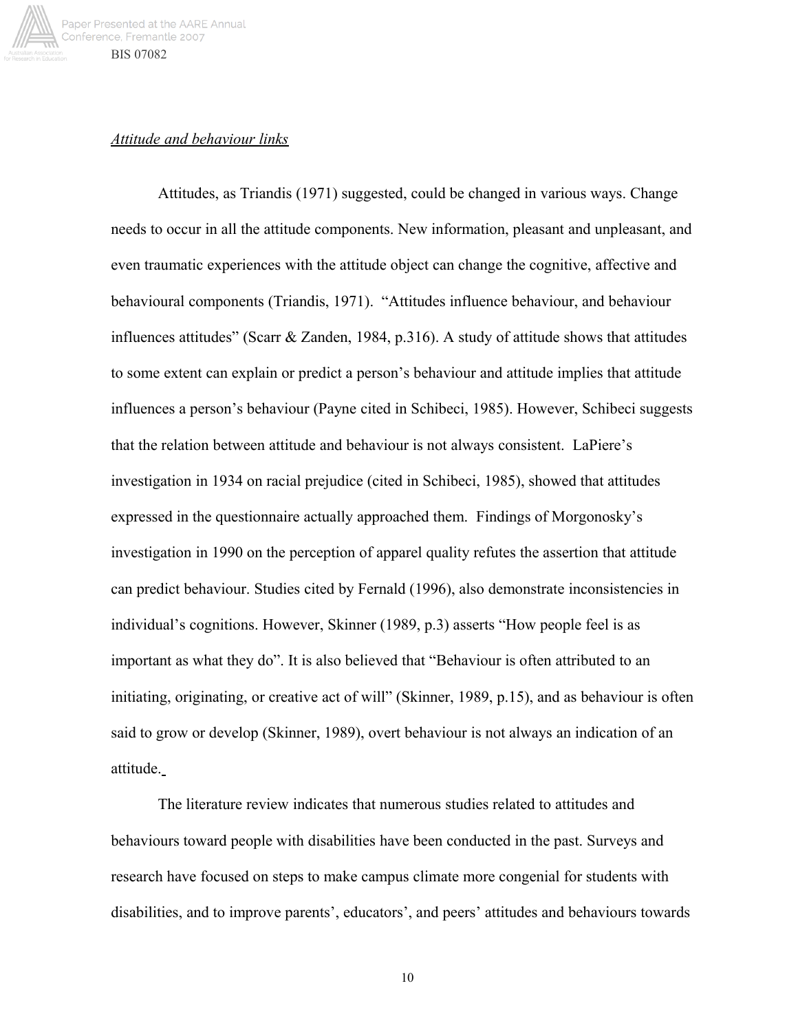*Attitude and behaviour links*

Attitudes, as Triandis (1971) suggested, could be changed in various ways. Change needs to occur in all the attitude components. New information, pleasant and unpleasant, and even traumatic experiences with the attitude object can change the cognitive, affective and behavioural components (Triandis, 1971). "Attitudes influence behaviour, and behaviour influences attitudes" (Scarr & Zanden, 1984, p.316). A study of attitude shows that attitudes to some extent can explain or predict a person's behaviour and attitude implies that attitude influences a person's behaviour (Payne cited in Schibeci, 1985). However, Schibeci suggests that the relation between attitude and behaviour is not always consistent. LaPiere's investigation in 1934 on racial prejudice (cited in Schibeci, 1985), showed that attitudes expressed in the questionnaire actually approached them. Findings of Morgonosky's investigation in 1990 on the perception of apparel quality refutes the assertion that attitude can predict behaviour. Studies cited by Fernald (1996), also demonstrate inconsistencies in individual's cognitions. However, Skinner (1989, p.3) asserts "How people feel is as important as what they do". It is also believed that "Behaviour is often attributed to an initiating, originating, or creative act of will" (Skinner, 1989, p.15), and as behaviour is often said to grow or develop (Skinner, 1989), overt behaviour is not always an indication of an attitude.

The literature review indicates that numerous studies related to attitudes and behaviours toward people with disabilities have been conducted in the past. Surveys and research have focused on steps to make campus climate more congenial for students with disabilities, and to improve parents', educators', and peers' attitudes and behaviours towards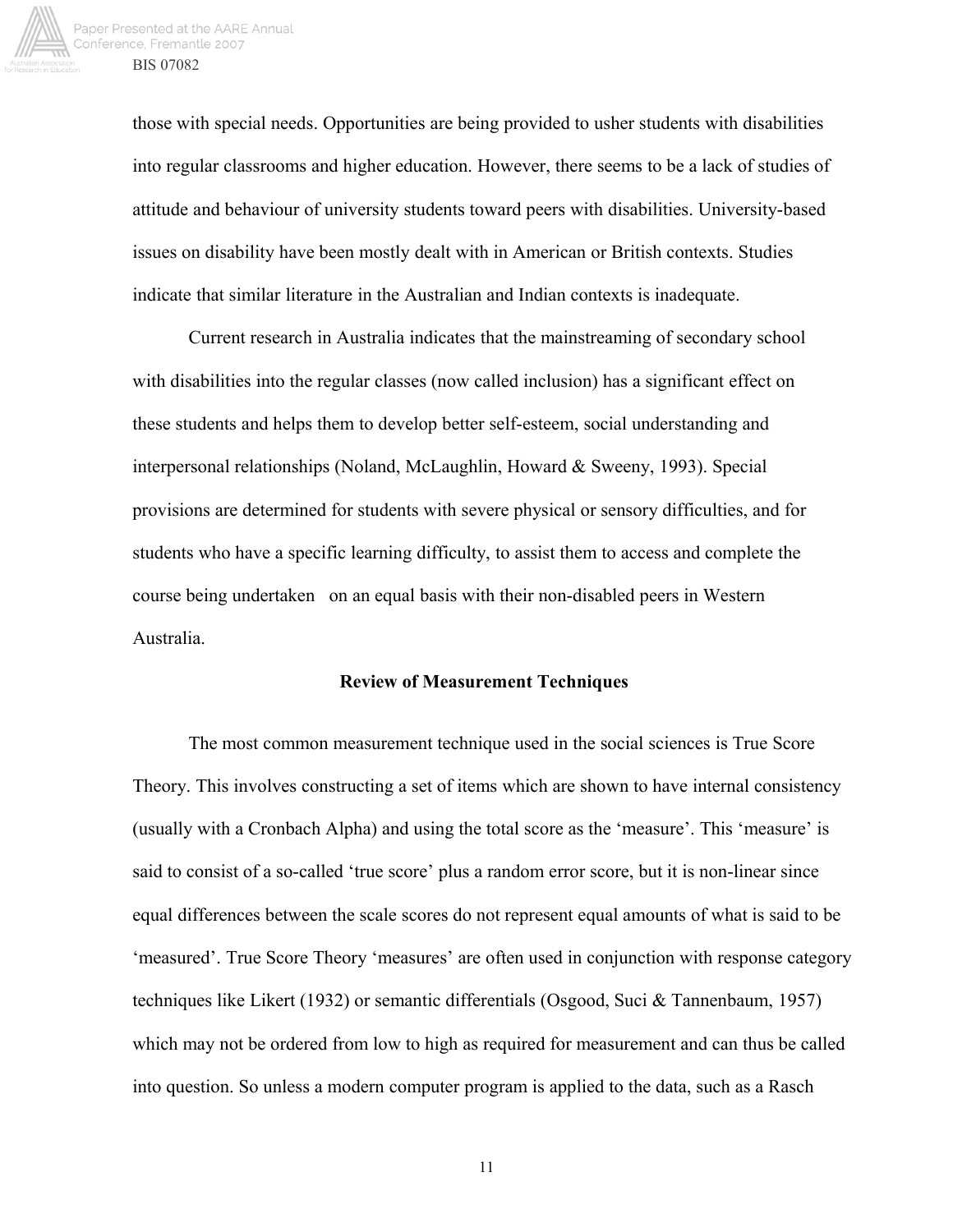those with special needs. Opportunities are being provided to usher students with disabilities into regular classrooms and higher education. However, there seems to be a lack of studies of attitude and behaviour of university students toward peers with disabilities. University-based issues on disability have been mostly dealt with in American or British contexts. Studies indicate that similar literature in the Australian and Indian contexts is inadequate.

Current research in Australia indicates that the mainstreaming of secondary school with disabilities into the regular classes (now called inclusion) has a significant effect on these students and helps them to develop better self-esteem, social understanding and interpersonal relationships (Noland, McLaughlin, Howard & Sweeny, 1993). Special provisions are determined for students with severe physical or sensory difficulties, and for students who have a specific learning difficulty, to assist them to access and complete the course being undertaken on an equal basis with their non-disabled peers in Western Australia.

### Review of Measurement Techniques

The most common measurement technique used in the social sciences is True Score Theory. This involves constructing a set of items which are shown to have internal consistency (usually with a Cronbach Alpha) and using the total score as the 'measure'. This 'measure' is said to consist of a so-called 'true score' plus a random error score, but it is non-linear since equal differences between the scale scores do not represent equal amounts of what is said to be 'measured'. True Score Theory 'measures' are often used in conjunction with response category techniques like Likert (1932) or semantic differentials (Osgood, Suci & Tannenbaum, 1957) which may not be ordered from low to high as required for measurement and can thus be called into question. So unless a modern computer program is applied to the data, such as a Rasch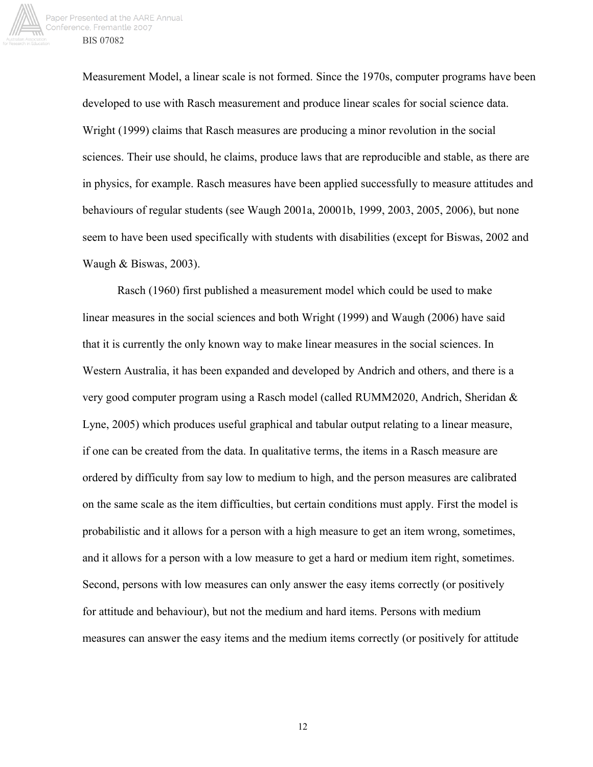Measurement Model, a linear scale is not formed. Since the 1970s, computer programs have been developed to use with Rasch measurement and produce linear scales for social science data. Wright (1999) claims that Rasch measures are producing a minor revolution in the social sciences. Their use should, he claims, produce laws that are reproducible and stable, as there are in physics, for example. Rasch measures have been applied successfully to measure attitudes and behaviours of regular students (see Waugh 2001a, 20001b, 1999, 2003, 2005, 2006), but none seem to have been used specifically with students with disabilities (except for Biswas, 2002 and Waugh & Biswas, 2003).

Rasch (1960) first published a measurement model which could be used to make linear measures in the social sciences and both Wright (1999) and Waugh (2006) have said that it is currently the only known way to make linear measures in the social sciences. In Western Australia, it has been expanded and developed by Andrich and others, and there is a very good computer program using a Rasch model (called RUMM2020, Andrich, Sheridan & Lyne, 2005) which produces useful graphical and tabular output relating to a linear measure, if one can be created from the data. In qualitative terms, the items in a Rasch measure are ordered by difficulty from say low to medium to high, and the person measures are calibrated on the same scale as the item difficulties, but certain conditions must apply. First the model is probabilistic and it allows for a person with a high measure to get an item wrong, sometimes, and it allows for a person with a low measure to get a hard or medium item right, sometimes. Second, persons with low measures can only answer the easy items correctly (or positively for attitude and behaviour), but not the medium and hard items. Persons with medium measures can answer the easy items and the medium items correctly (or positively for attitude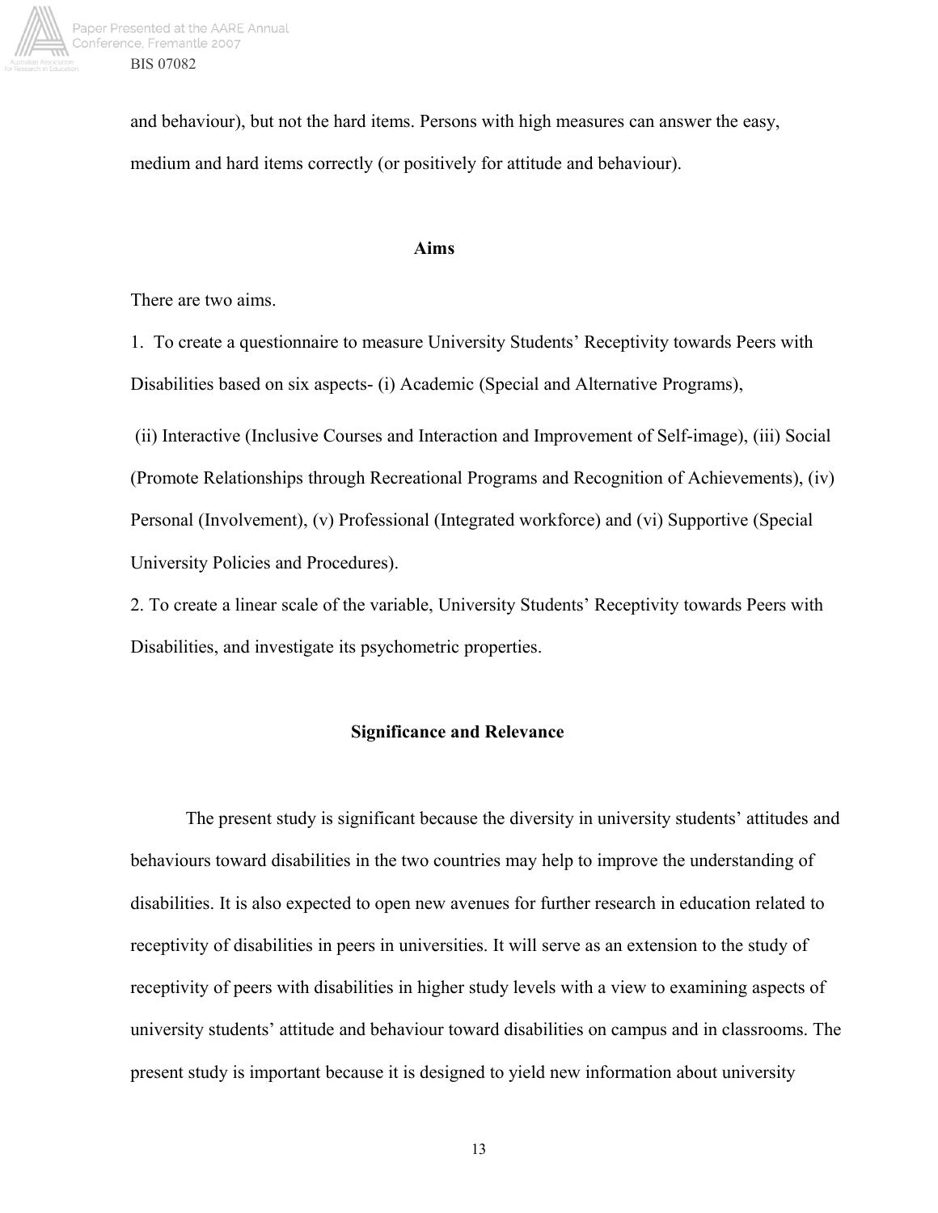and behaviour), but not the hard items. Persons with high measures can answer the easy, medium and hard items correctly (or positively for attitude and behaviour).

## Aims

There are two aims.

1. To create a questionnaire to measure University Students' Receptivity towards Peers with Disabilities based on six aspects- (i) Academic (Special and Alternative Programs), (ii) Interactive (Inclusive Courses and Interaction and Improvement of Self-image), (iii) Social (Promote Relationships through Recreational Programs and Recognition of Achievements), (iv) Personal (Involvement), (v) Professional (Integrated workforce) and (vi) Supportive (Special University Policies and Procedures).
2. To create a linear scale of the variable, University Students' Receptivity towards Peers with Disabilities, and investigate its psychometric properties.

## Significance and Relevance

The present study is significant because the diversity in university students' attitudes and behaviours toward disabilities in the two countries may help to improve the understanding of disabilities. It is also expected to open new avenues for further research in education related to receptivity of disabilities in peers in universities. It will serve as an extension to the study of receptivity of peers with disabilities in higher study levels with a view to examining aspects of university students' attitude and behaviour toward disabilities on campus and in classrooms. The present study is important because it is designed to yield new information about university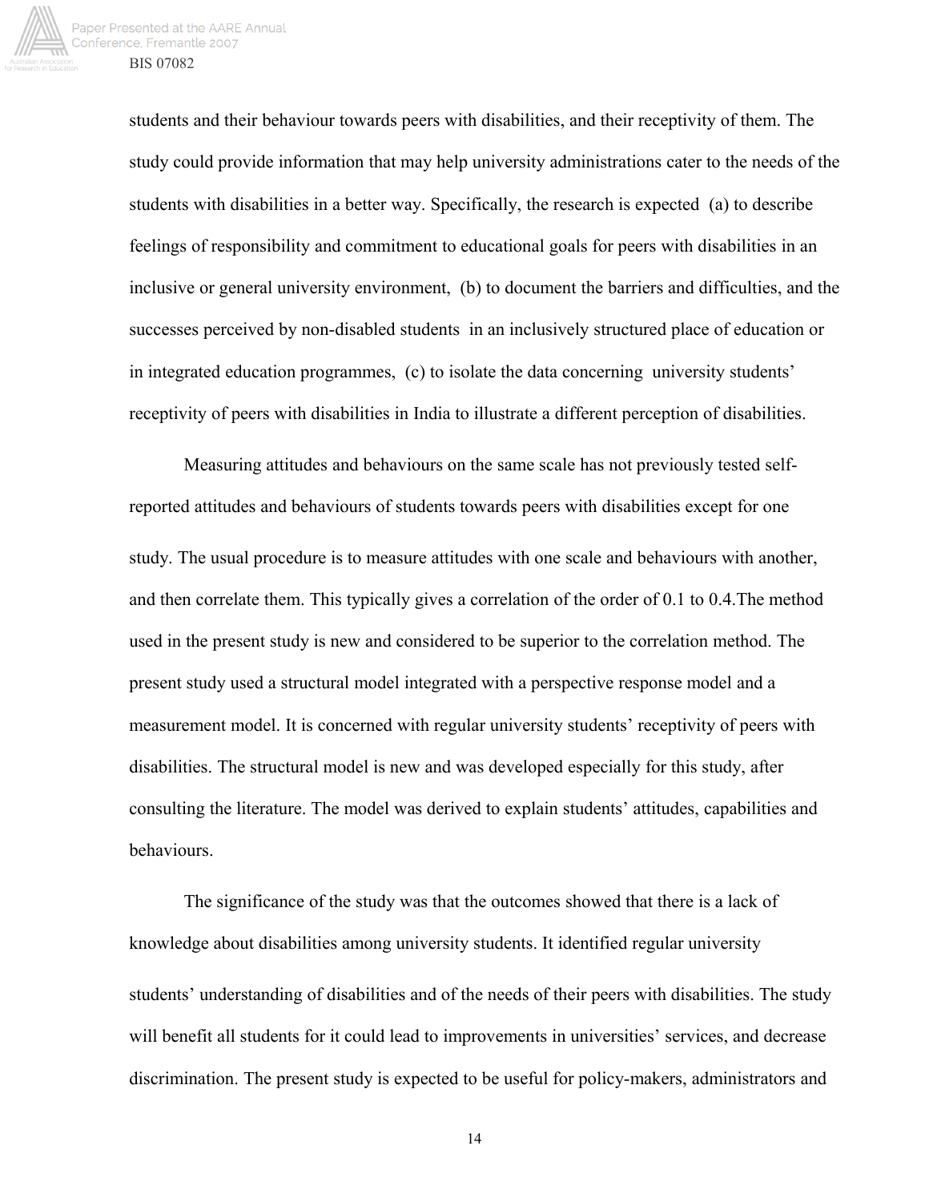students and their behaviour towards peers with disabilities, and their receptivity of them. The study could provide information that may help university administrations cater to the needs of the students with disabilities in a better way. Specifically, the research is expected (a) to describe feelings of responsibility and commitment to educational goals for peers with disabilities in an inclusive or general university environment, (b) to document the barriers and difficulties, and the successes perceived by non-disabled students in an inclusively structured place of education or in integrated education programmes, (c) to isolate the data concerning university students' receptivity of peers with disabilities in India to illustrate a different perception of disabilities.

Measuring attitudes and behaviours on the same scale has not previously tested self-reported attitudes and behaviours of students towards peers with disabilities except for one study. The usual procedure is to measure attitudes with one scale and behaviours with another, and then correlate them. This typically gives a correlation of the order of 0.1 to 0.4.The method used in the present study is new and considered to be superior to the correlation method. The present study used a structural model integrated with a perspective response model and a measurement model. It is concerned with regular university students' receptivity of peers with disabilities. The structural model is new and was developed especially for this study, after consulting the literature. The model was derived to explain students' attitudes, capabilities and behaviours.

The significance of the study was that the outcomes showed that there is a lack of knowledge about disabilities among university students. It identified regular university students' understanding of disabilities and of the needs of their peers with disabilities. The study will benefit all students for it could lead to improvements in universities' services, and decrease discrimination. The present study is expected to be useful for policy-makers, administrators and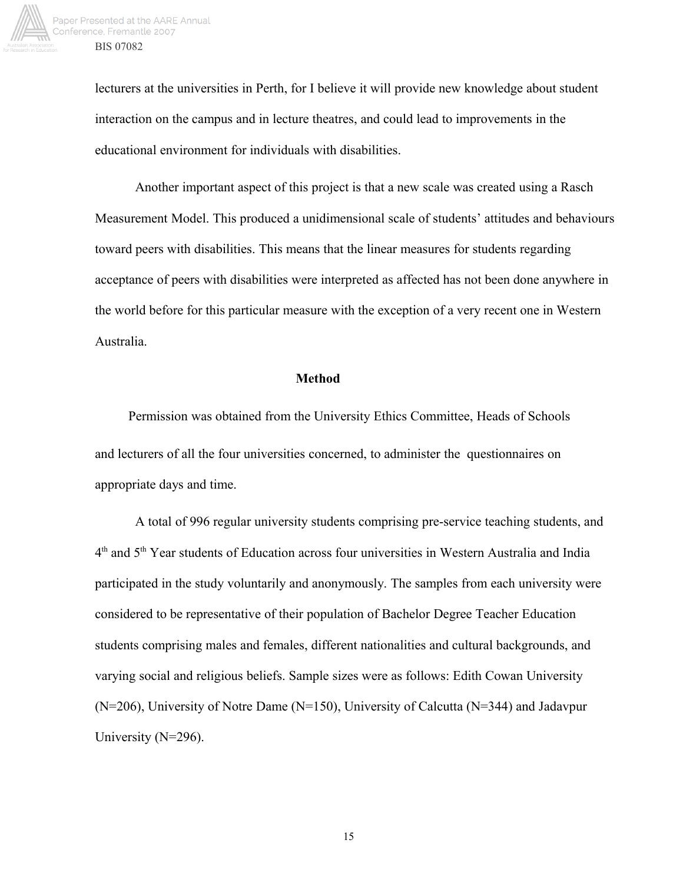lecturers at the universities in Perth, for I believe it will provide new knowledge about student interaction on the campus and in lecture theatres, and could lead to improvements in the educational environment for individuals with disabilities.

Another important aspect of this project is that a new scale was created using a Rasch Measurement Model. This produced a unidimensional scale of students' attitudes and behaviours toward peers with disabilities. This means that the linear measures for students regarding acceptance of peers with disabilities were interpreted as affected has not been done anywhere in the world before for this particular measure with the exception of a very recent one in Western Australia.

## Method

Permission was obtained from the University Ethics Committee, Heads of Schools and lecturers of all the four universities concerned, to administer the questionnaires on appropriate days and time.

A total of 996 regular university students comprising pre-service teaching students, and 4th and 5th Year students of Education across four universities in Western Australia and India participated in the study voluntarily and anonymously. The samples from each university were considered to be representative of their population of Bachelor Degree Teacher Education students comprising males and females, different nationalities and cultural backgrounds, and varying social and religious beliefs. Sample sizes were as follows: Edith Cowan University (N=206), University of Notre Dame (N=150), University of Calcutta (N=344) and Jadavpur University (N=296).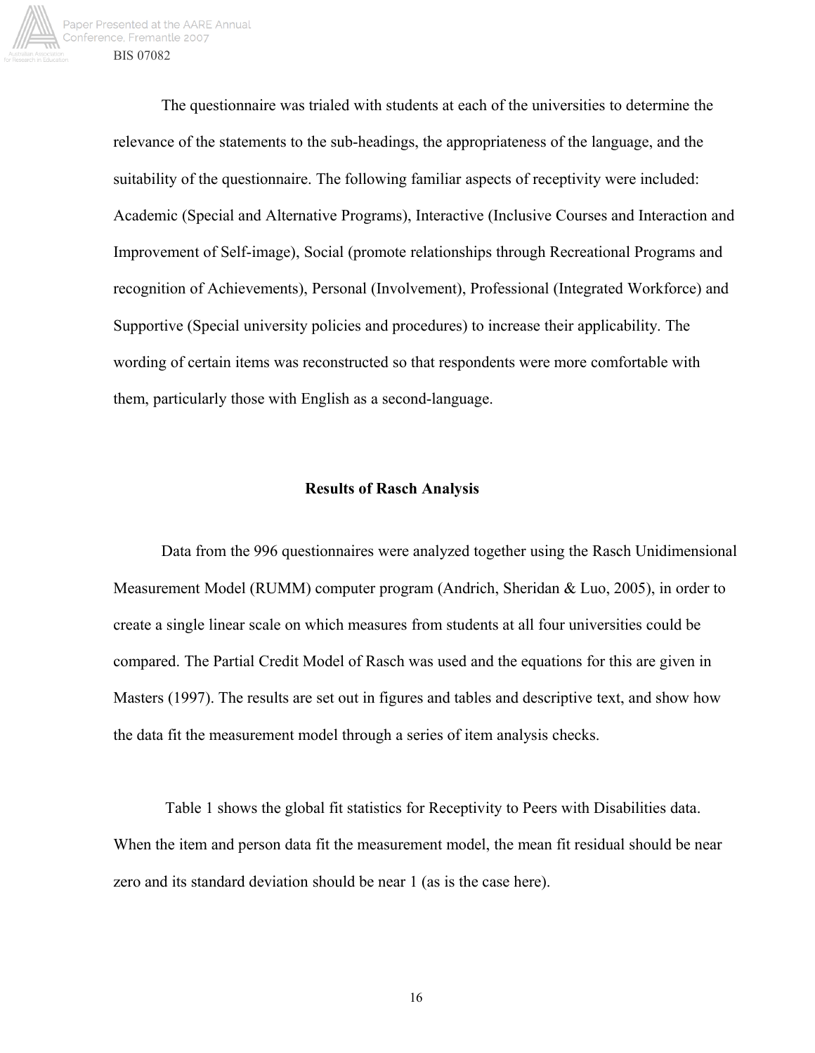The questionnaire was trialed with students at each of the universities to determine the relevance of the statements to the sub-headings, the appropriateness of the language, and the suitability of the questionnaire. The following familiar aspects of receptivity were included: Academic (Special and Alternative Programs), Interactive (Inclusive Courses and Interaction and Improvement of Self-image), Social (promote relationships through Recreational Programs and recognition of Achievements), Personal (Involvement), Professional (Integrated Workforce) and Supportive (Special university policies and procedures) to increase their applicability. The wording of certain items was reconstructed so that respondents were more comfortable with them, particularly those with English as a second-language.

## Results of Rasch Analysis

Data from the 996 questionnaires were analyzed together using the Rasch Unidimensional Measurement Model (RUMM) computer program (Andrich, Sheridan & Luo, 2005), in order to create a single linear scale on which measures from students at all four universities could be compared. The Partial Credit Model of Rasch was used and the equations for this are given in Masters (1997). The results are set out in figures and tables and descriptive text, and show how the data fit the measurement model through a series of item analysis checks.

Table 1 shows the global fit statistics for Receptivity to Peers with Disabilities data. When the item and person data fit the measurement model, the mean fit residual should be near zero and its standard deviation should be near 1 (as is the case here).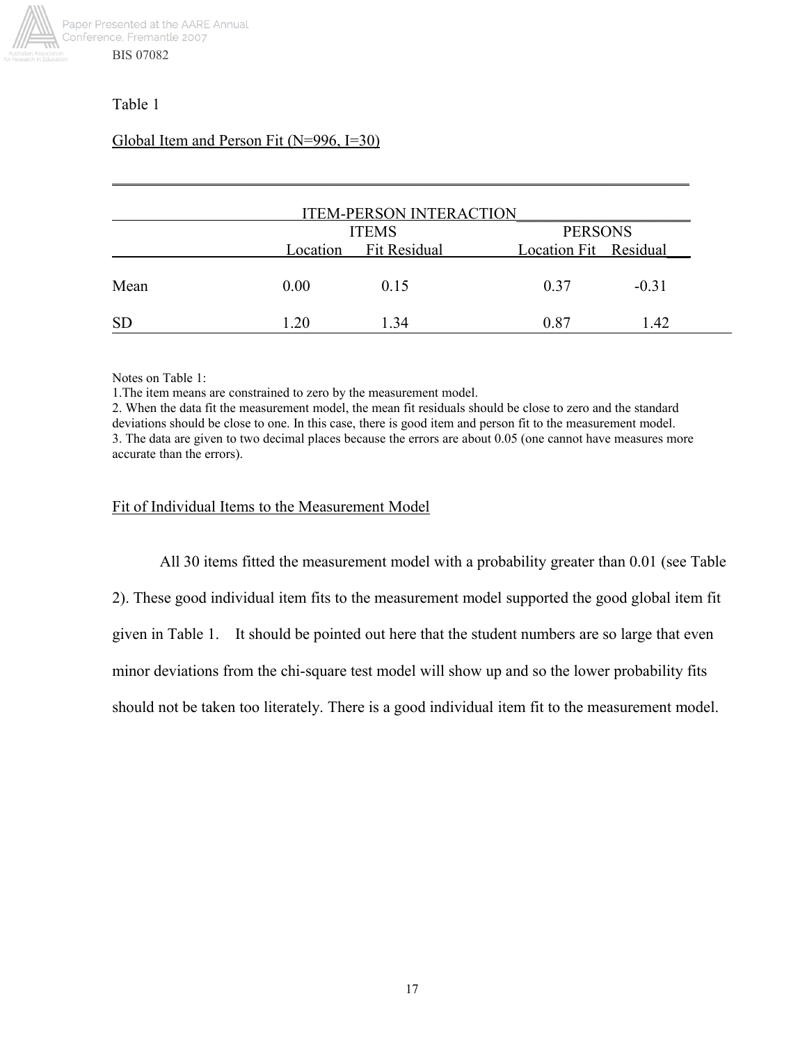Table 1

Global Item and Person Fit (N=996, I=30)

| | ITEM-PERSON INTERACTION | | | |
|---|---|---|---|---|
| | ITEMS | | PERSONS | |
| | Location | Fit Residual | Location Fit | Residual |
| Mean | 0.00 | 0.15 | 0.37 | -0.31 |
| SD | 1.20 | 1.34 | 0.87 | 1.42 |

Notes on Table 1:
1.The item means are constrained to zero by the measurement model.
2. When the data fit the measurement model, the mean fit residuals should be close to zero and the standard deviations should be close to one. In this case, there is good item and person fit to the measurement model.
3. The data are given to two decimal places because the errors are about 0.05 (one cannot have measures more accurate than the errors).

## Fit of Individual Items to the Measurement Model

All 30 items fitted the measurement model with a probability greater than 0.01 (see Table 2). These good individual item fits to the measurement model supported the good global item fit given in Table 1. It should be pointed out here that the student numbers are so large that even minor deviations from the chi-square test model will show up and so the lower probability fits should not be taken too literately. There is a good individual item fit to the measurement model.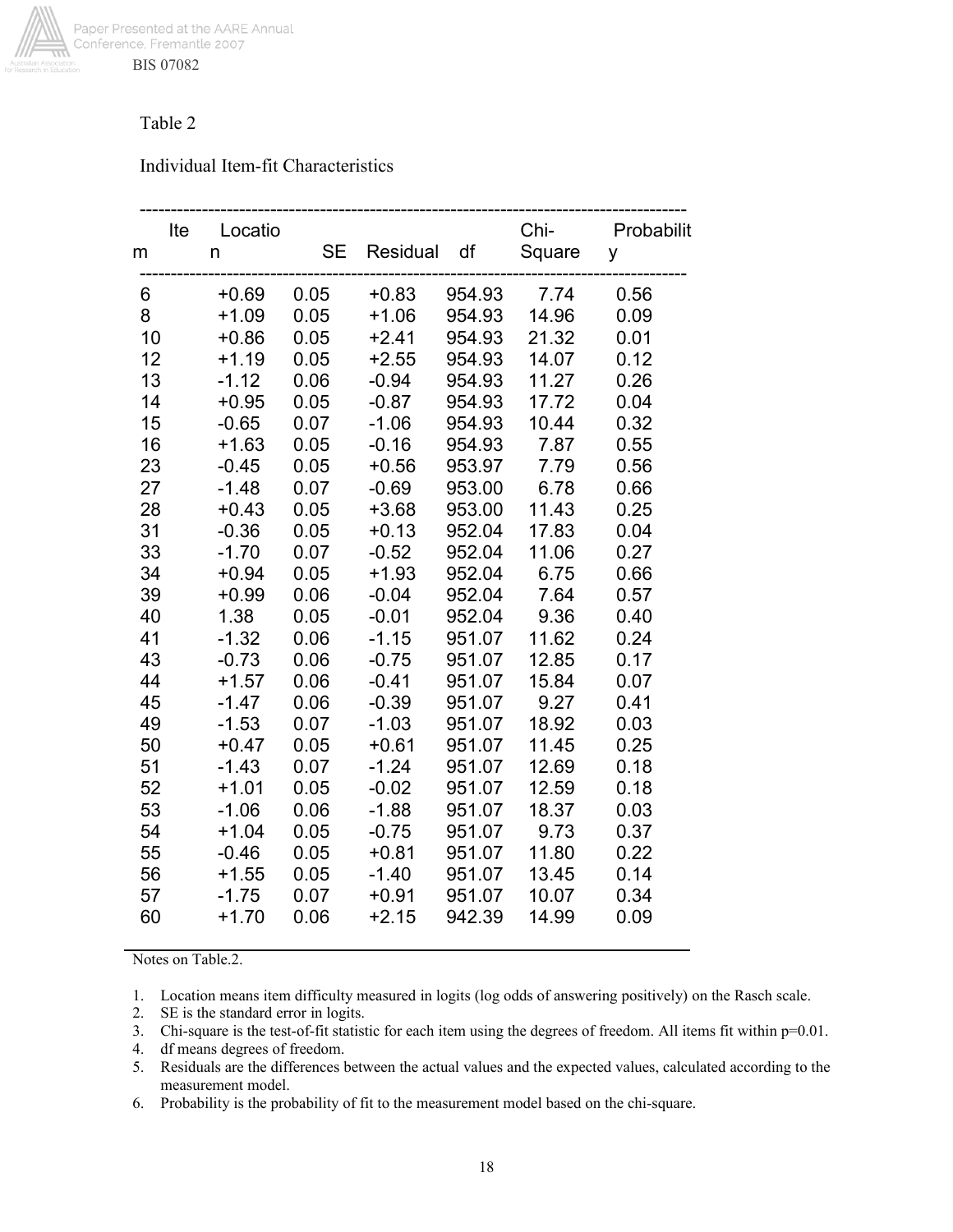Table 2

Individual Item-fit Characteristics

| Item | Location | SE | Residual | df | Chi-Square | Probability |
|---|---|---|---|---|---|---|
| 6 | +0.69 | 0.05 | +0.83 | 954.93 | 7.74 | 0.56 |
| 8 | +1.09 | 0.05 | +1.06 | 954.93 | 14.96 | 0.09 |
| 10 | +0.86 | 0.05 | +2.41 | 954.93 | 21.32 | 0.01 |
| 12 | +1.19 | 0.05 | +2.55 | 954.93 | 14.07 | 0.12 |
| 13 | -1.12 | 0.06 | -0.94 | 954.93 | 11.27 | 0.26 |
| 14 | +0.95 | 0.05 | -0.87 | 954.93 | 17.72 | 0.04 |
| 15 | -0.65 | 0.07 | -1.06 | 954.93 | 10.44 | 0.32 |
| 16 | +1.63 | 0.05 | -0.16 | 954.93 | 7.87 | 0.55 |
| 23 | -0.45 | 0.05 | +0.56 | 953.97 | 7.79 | 0.56 |
| 27 | -1.48 | 0.07 | -0.69 | 953.00 | 6.78 | 0.66 |
| 28 | +0.43 | 0.05 | +3.68 | 953.00 | 11.43 | 0.25 |
| 31 | -0.36 | 0.05 | +0.13 | 952.04 | 17.83 | 0.04 |
| 33 | -1.70 | 0.07 | -0.52 | 952.04 | 11.06 | 0.27 |
| 34 | +0.94 | 0.05 | +1.93 | 952.04 | 6.75 | 0.66 |
| 39 | +0.99 | 0.06 | -0.04 | 952.04 | 7.64 | 0.57 |
| 40 | 1.38 | 0.05 | -0.01 | 952.04 | 9.36 | 0.40 |
| 41 | -1.32 | 0.06 | -1.15 | 951.07 | 11.62 | 0.24 |
| 43 | -0.73 | 0.06 | -0.75 | 951.07 | 12.85 | 0.17 |
| 44 | +1.57 | 0.06 | -0.41 | 951.07 | 15.84 | 0.07 |
| 45 | -1.47 | 0.06 | -0.39 | 951.07 | 9.27 | 0.41 |
| 49 | -1.53 | 0.07 | -1.03 | 951.07 | 18.92 | 0.03 |
| 50 | +0.47 | 0.05 | +0.61 | 951.07 | 11.45 | 0.25 |
| 51 | -1.43 | 0.07 | -1.24 | 951.07 | 12.69 | 0.18 |
| 52 | +1.01 | 0.05 | -0.02 | 951.07 | 12.59 | 0.18 |
| 53 | -1.06 | 0.06 | -1.88 | 951.07 | 18.37 | 0.03 |
| 54 | +1.04 | 0.05 | -0.75 | 951.07 | 9.73 | 0.37 |
| 55 | -0.46 | 0.05 | +0.81 | 951.07 | 11.80 | 0.22 |
| 56 | +1.55 | 0.05 | -1.40 | 951.07 | 13.45 | 0.14 |
| 57 | -1.75 | 0.07 | +0.91 | 951.07 | 10.07 | 0.34 |
| 60 | +1.70 | 0.06 | +2.15 | 942.39 | 14.99 | 0.09 |

Notes on Table.2.

1. Location means item difficulty measured in logits (log odds of answering positively) on the Rasch scale.
2. SE is the standard error in logits.
3. Chi-square is the test-of-fit statistic for each item using the degrees of freedom. All items fit within p=0.01.
4. df means degrees of freedom.
5. Residuals are the differences between the actual values and the expected values, calculated according to the measurement model.
6. Probability is the probability of fit to the measurement model based on the chi-square.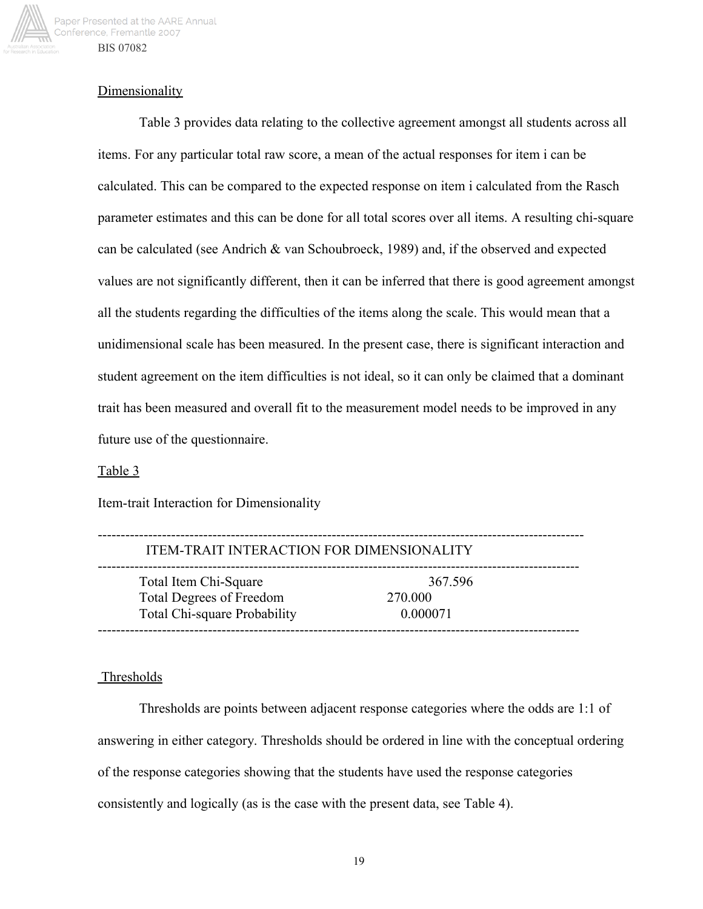Dimensionality

Table 3 provides data relating to the collective agreement amongst all students across all items. For any particular total raw score, a mean of the actual responses for item i can be calculated. This can be compared to the expected response on item i calculated from the Rasch parameter estimates and this can be done for all total scores over all items. A resulting chi-square can be calculated (see Andrich & van Schoubroeck, 1989) and, if the observed and expected values are not significantly different, then it can be inferred that there is good agreement amongst all the students regarding the difficulties of the items along the scale. This would mean that a unidimensional scale has been measured. In the present case, there is significant interaction and student agreement on the item difficulties is not ideal, so it can only be claimed that a dominant trait has been measured and overall fit to the measurement model needs to be improved in any future use of the questionnaire.

Table 3

Item-trait Interaction for Dimensionality

| ITEM-TRAIT INTERACTION FOR DIMENSIONALITY | |
|---|---|
| Total Item Chi-Square | 367.596 |
| Total Degrees of Freedom | 270.000 |
| Total Chi-square Probability | 0.000071 |

Thresholds

Thresholds are points between adjacent response categories where the odds are 1:1 of answering in either category. Thresholds should be ordered in line with the conceptual ordering of the response categories showing that the students have used the response categories consistently and logically (as is the case with the present data, see Table 4).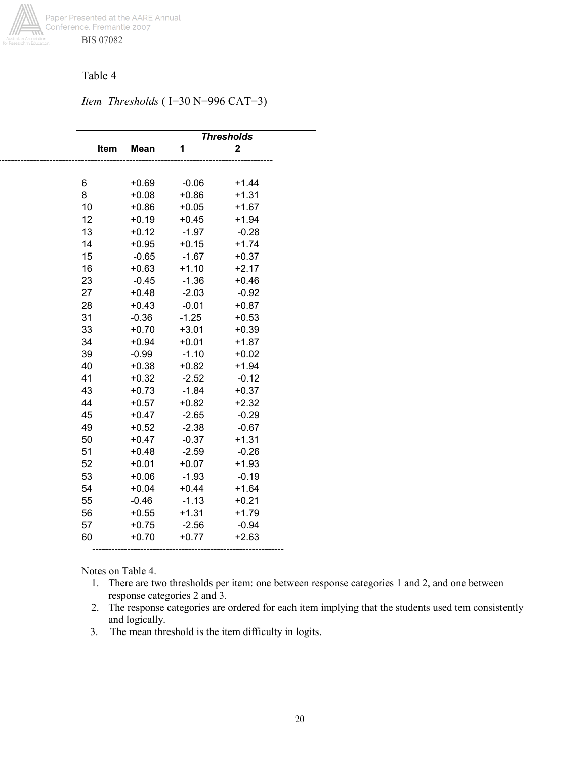Table 4

*Item Thresholds* ( I=30 N=996 CAT=3)

| Item | Mean | Thresholds 1 | Thresholds 2 |
|---|---|---|---|
| 6 | +0.69 | -0.06 | +1.44 |
| 8 | +0.08 | +0.86 | +1.31 |
| 10 | +0.86 | +0.05 | +1.67 |
| 12 | +0.19 | +0.45 | +1.94 |
| 13 | +0.12 | -1.97 | -0.28 |
| 14 | +0.95 | +0.15 | +1.74 |
| 15 | -0.65 | -1.67 | +0.37 |
| 16 | +0.63 | +1.10 | +2.17 |
| 23 | -0.45 | -1.36 | +0.46 |
| 27 | +0.48 | -2.03 | -0.92 |
| 28 | +0.43 | -0.01 | +0.87 |
| 31 | -0.36 | -1.25 | +0.53 |
| 33 | +0.70 | +3.01 | +0.39 |
| 34 | +0.94 | +0.01 | +1.87 |
| 39 | -0.99 | -1.10 | +0.02 |
| 40 | +0.38 | +0.82 | +1.94 |
| 41 | +0.32 | -2.52 | -0.12 |
| 43 | +0.73 | -1.84 | +0.37 |
| 44 | +0.57 | +0.82 | +2.32 |
| 45 | +0.47 | -2.65 | -0.29 |
| 49 | +0.52 | -2.38 | -0.67 |
| 50 | +0.47 | -0.37 | +1.31 |
| 51 | +0.48 | -2.59 | -0.26 |
| 52 | +0.01 | +0.07 | +1.93 |
| 53 | +0.06 | -1.93 | -0.19 |
| 54 | +0.04 | +0.44 | +1.64 |
| 55 | -0.46 | -1.13 | +0.21 |
| 56 | +0.55 | +1.31 | +1.79 |
| 57 | +0.75 | -2.56 | -0.94 |
| 60 | +0.70 | +0.77 | +2.63 |

Notes on Table 4.

1. There are two thresholds per item: one between response categories 1 and 2, and one between response categories 2 and 3.
2. The response categories are ordered for each item implying that the students used tem consistently and logically.
3. The mean threshold is the item difficulty in logits.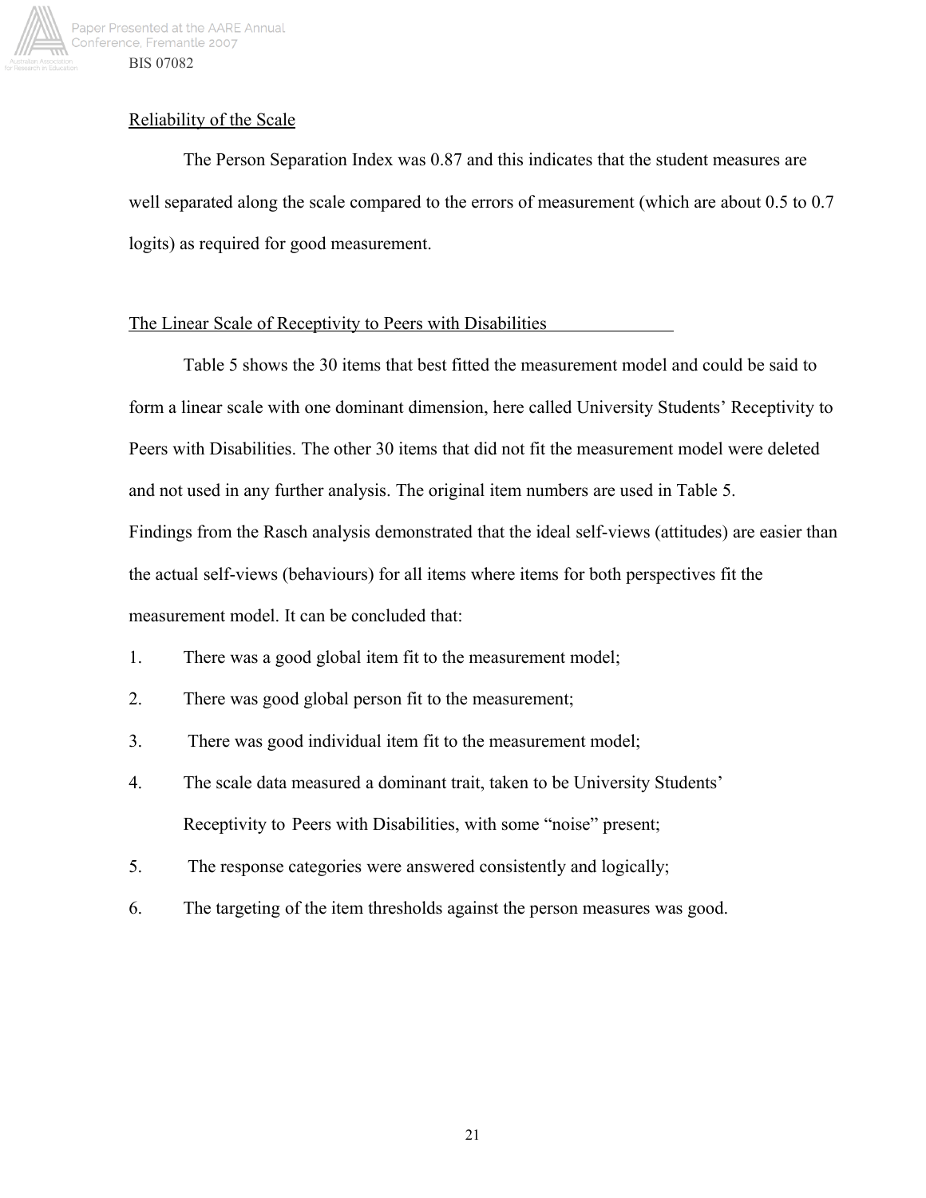## Reliability of the Scale

The Person Separation Index was 0.87 and this indicates that the student measures are well separated along the scale compared to the errors of measurement (which are about 0.5 to 0.7 logits) as required for good measurement.

## The Linear Scale of Receptivity to Peers with Disabilities

Table 5 shows the 30 items that best fitted the measurement model and could be said to form a linear scale with one dominant dimension, here called University Students' Receptivity to Peers with Disabilities. The other 30 items that did not fit the measurement model were deleted and not used in any further analysis. The original item numbers are used in Table 5.

Findings from the Rasch analysis demonstrated that the ideal self-views (attitudes) are easier than the actual self-views (behaviours) for all items where items for both perspectives fit the measurement model. It can be concluded that:

1. There was a good global item fit to the measurement model;
2. There was good global person fit to the measurement;
3. There was good individual item fit to the measurement model;
4. The scale data measured a dominant trait, taken to be University Students' Receptivity to Peers with Disabilities, with some "noise" present;
5. The response categories were answered consistently and logically;
6. The targeting of the item thresholds against the person measures was good.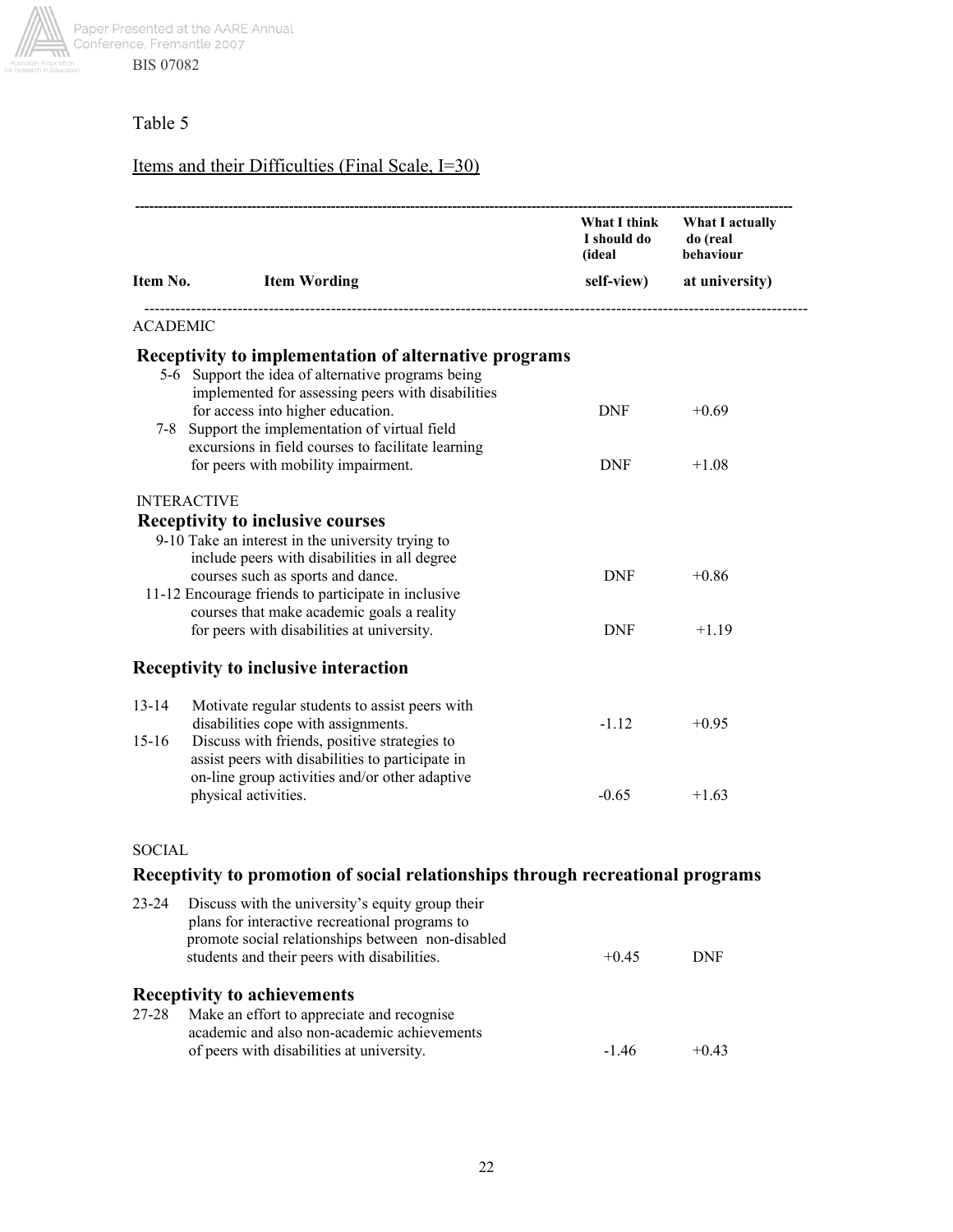Table 5

Items and their Difficulties (Final Scale, I=30)

| Item No. | Item Wording | What I think I should do (ideal self-view) | What I actually do (real behaviour at university) |
|---|---|---|---|
| **ACADEMIC** | | | |
| | **Receptivity to implementation of alternative programs** | | |
| 5-6 | Support the idea of alternative programs being implemented for assessing peers with disabilities for access into higher education. | DNF | +0.69 |
| 7-8 | Support the implementation of virtual field excursions in field courses to facilitate learning for peers with mobility impairment. | DNF | +1.08 |
| **INTERACTIVE** | | | |
| | **Receptivity to inclusive courses** | | |
| 9-10 | Take an interest in the university trying to include peers with disabilities in all degree courses such as sports and dance. | DNF | +0.86 |
| 11-12 | Encourage friends to participate in inclusive courses that make academic goals a reality for peers with disabilities at university. | DNF | +1.19 |
| | **Receptivity to inclusive interaction** | | |
| 13-14 | Motivate regular students to assist peers with disabilities cope with assignments. | -1.12 | +0.95 |
| 15-16 | Discuss with friends, positive strategies to assist peers with disabilities to participate in on-line group activities and/or other adaptive physical activities. | -0.65 | +1.63 |
| **SOCIAL** | | | |
| | **Receptivity to promotion of social relationships through recreational programs** | | |
| 23-24 | Discuss with the university's equity group their plans for interactive recreational programs to promote social relationships between non-disabled students and their peers with disabilities. | +0.45 | DNF |
| | **Receptivity to achievements** | | |
| 27-28 | Make an effort to appreciate and recognise academic and also non-academic achievements of peers with disabilities at university. | -1.46 | +0.43 |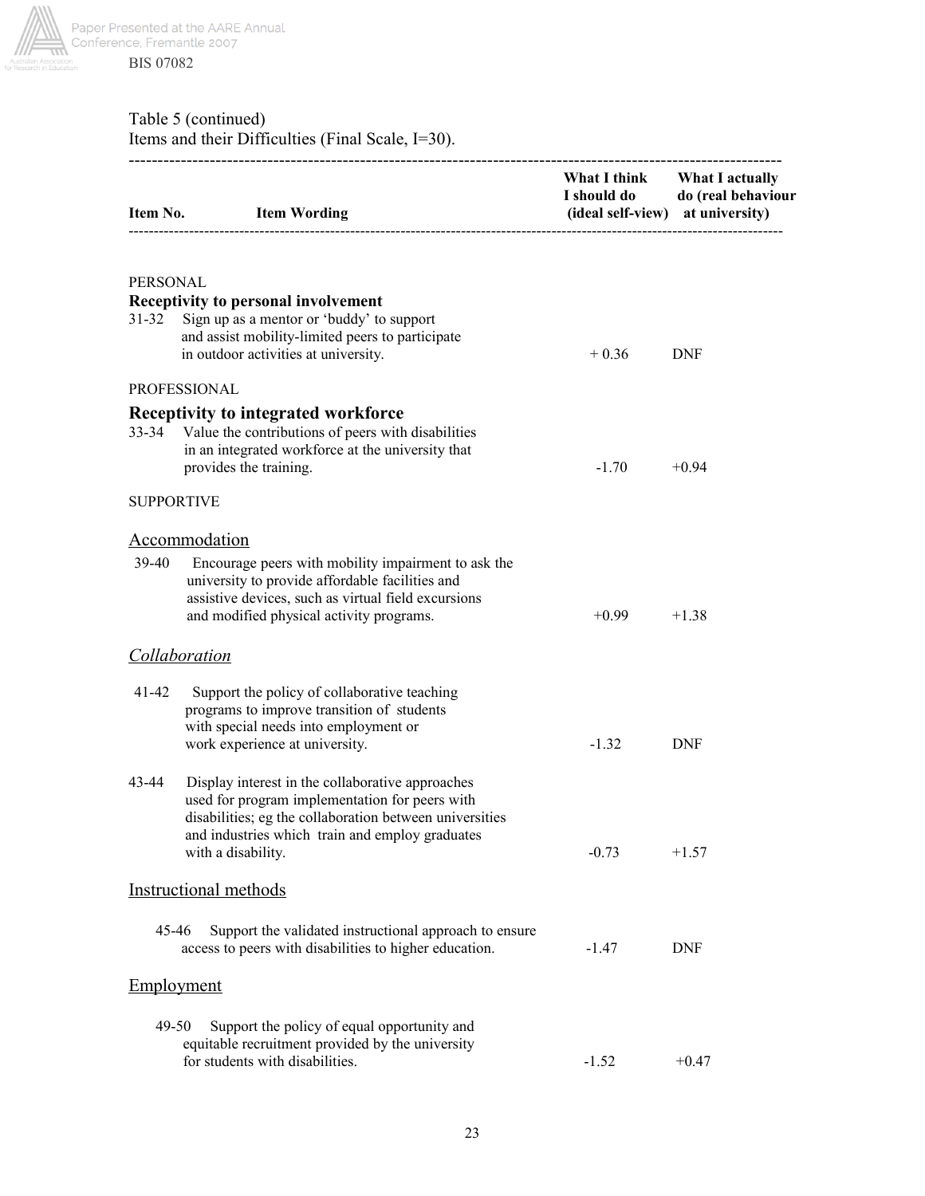Table 5 (continued)
Items and their Difficulties (Final Scale, I=30).

| Item No. | Item Wording | What I think I should do (ideal self-view) | What I actually do (real behaviour at university) |
|---|---|---|---|
| PERSONAL | | | |
| | **Receptivity to personal involvement** | | |
| 31-32 | Sign up as a mentor or 'buddy' to support and assist mobility-limited peers to participate in outdoor activities at university. | + 0.36 | DNF |
| PROFESSIONAL | | | |
| | **Receptivity to integrated workforce** | | |
| 33-34 | Value the contributions of peers with disabilities in an integrated workforce at the university that provides the training. | -1.70 | +0.94 |
| SUPPORTIVE | | | |
| | Accommodation | | |
| 39-40 | Encourage peers with mobility impairment to ask the university to provide affordable facilities and assistive devices, such as virtual field excursions and modified physical activity programs. | +0.99 | +1.38 |
| | *Collaboration* | | |
| 41-42 | Support the policy of collaborative teaching programs to improve transition of students with special needs into employment or work experience at university. | -1.32 | DNF |
| 43-44 | Display interest in the collaborative approaches used for program implementation for peers with disabilities; eg the collaboration between universities and industries which train and employ graduates with a disability. | -0.73 | +1.57 |
| | Instructional methods | | |
| 45-46 | Support the validated instructional approach to ensure access to peers with disabilities to higher education. | -1.47 | DNF |
| | Employment | | |
| 49-50 | Support the policy of equal opportunity and equitable recruitment provided by the university for students with disabilities. | -1.52 | +0.47 |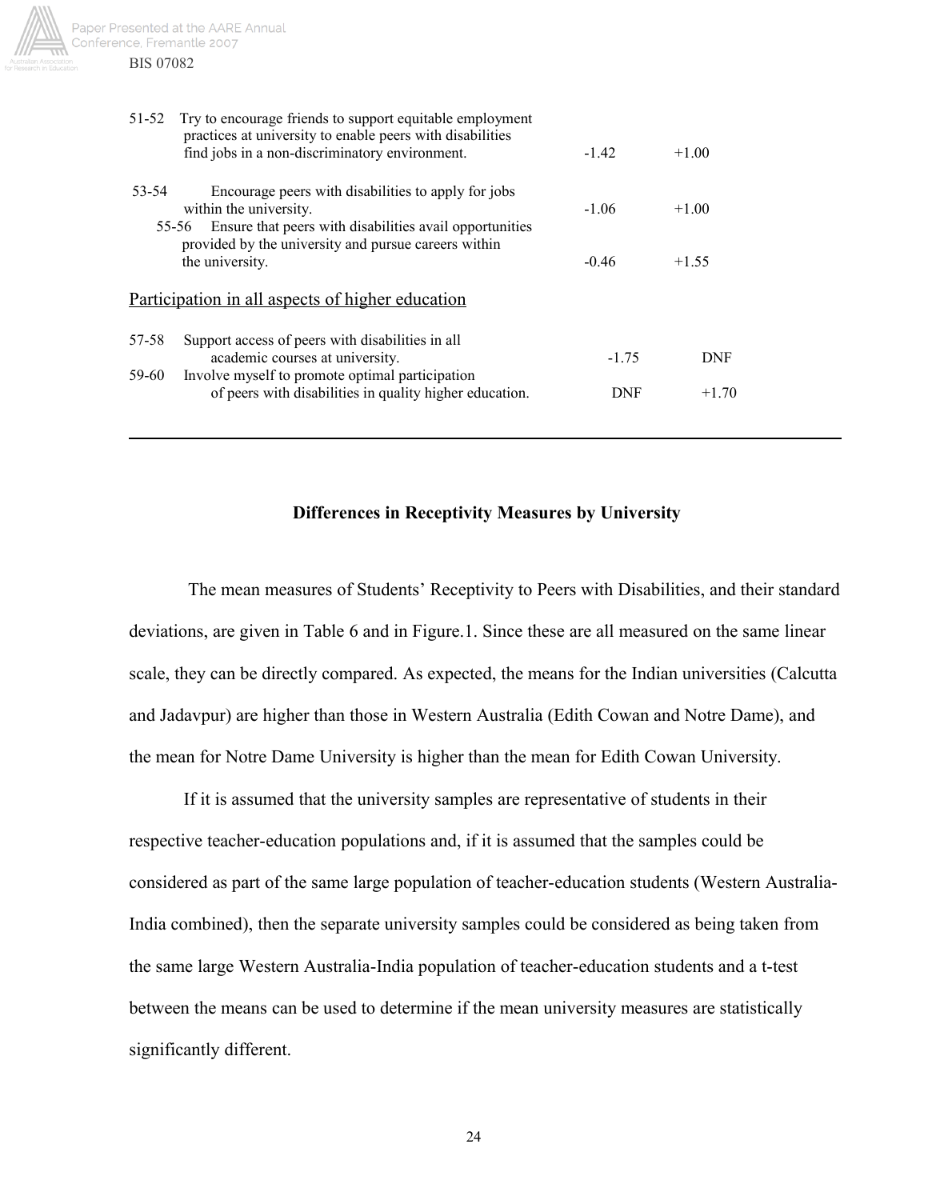| Item | Statement | | |
|---|---|---|---|
| 51-52 | Try to encourage friends to support equitable employment practices at university to enable peers with disabilities find jobs in a non-discriminatory environment. | -1.42 | +1.00 |
| 53-54 | Encourage peers with disabilities to apply for jobs within the university. | -1.06 | +1.00 |
| 55-56 | Ensure that peers with disabilities avail opportunities provided by the university and pursue careers within the university. | -0.46 | +1.55 |
| | Participation in all aspects of higher education | | |
| 57-58 | Support access of peers with disabilities in all academic courses at university. | -1.75 | DNF |
| 59-60 | Involve myself to promote optimal participation of peers with disabilities in quality higher education. | DNF | +1.70 |

## Differences in Receptivity Measures by University

The mean measures of Students' Receptivity to Peers with Disabilities, and their standard deviations, are given in Table 6 and in Figure.1. Since these are all measured on the same linear scale, they can be directly compared. As expected, the means for the Indian universities (Calcutta and Jadavpur) are higher than those in Western Australia (Edith Cowan and Notre Dame), and the mean for Notre Dame University is higher than the mean for Edith Cowan University.

If it is assumed that the university samples are representative of students in their respective teacher-education populations and, if it is assumed that the samples could be considered as part of the same large population of teacher-education students (Western Australia-India combined), then the separate university samples could be considered as being taken from the same large Western Australia-India population of teacher-education students and a t-test between the means can be used to determine if the mean university measures are statistically significantly different.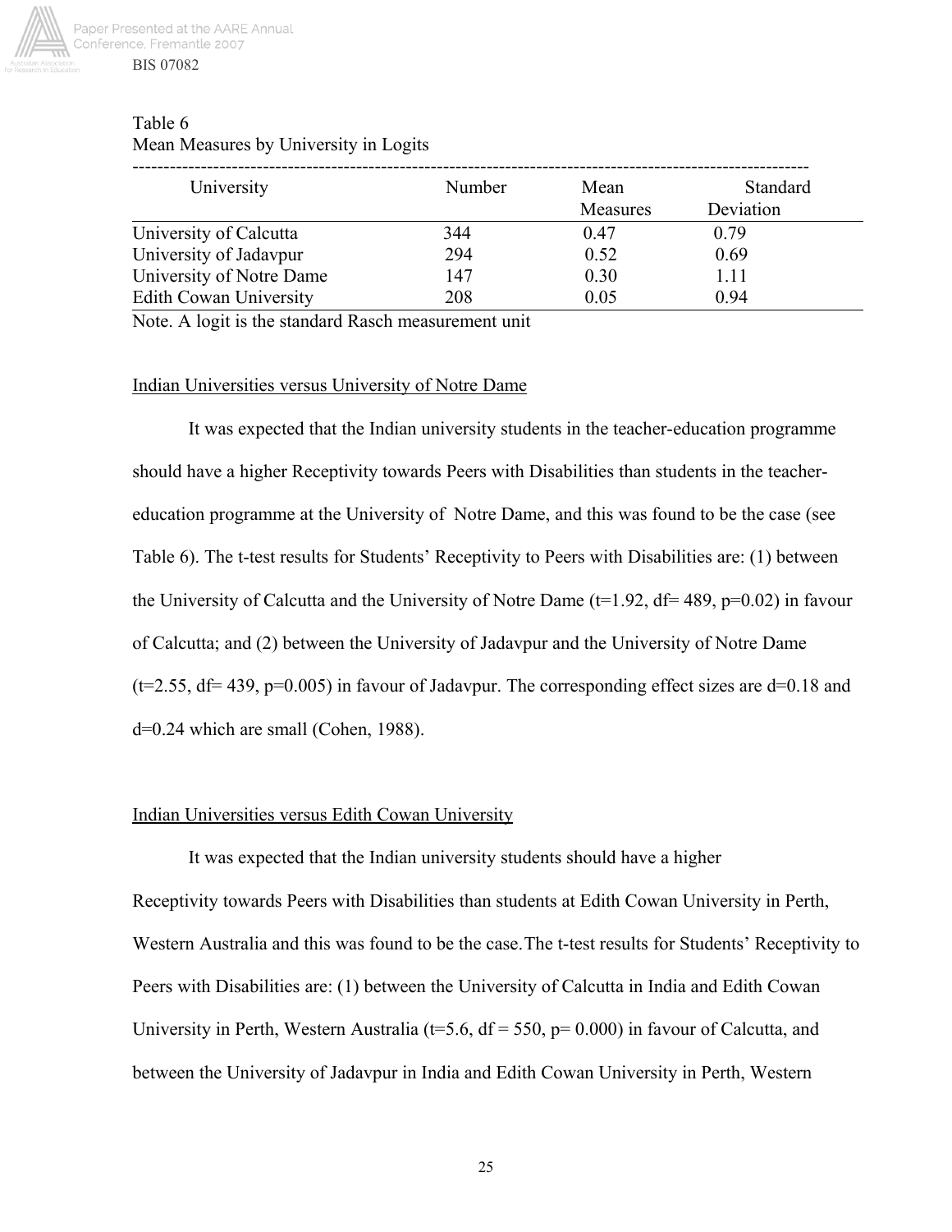Table 6
Mean Measures by University in Logits

| University | Number | Mean Measures | Standard Deviation |
|---|---|---|---|
| University of Calcutta | 344 | 0.47 | 0.79 |
| University of Jadavpur | 294 | 0.52 | 0.69 |
| University of Notre Dame | 147 | 0.30 | 1.11 |
| Edith Cowan University | 208 | 0.05 | 0.94 |

Note. A logit is the standard Rasch measurement unit

Indian Universities versus University of Notre Dame

It was expected that the Indian university students in the teacher-education programme should have a higher Receptivity towards Peers with Disabilities than students in the teacher-education programme at the University of Notre Dame, and this was found to be the case (see Table 6). The t-test results for Students' Receptivity to Peers with Disabilities are: (1) between the University of Calcutta and the University of Notre Dame ($t=1.92$, $df= 489$, $p=0.02$) in favour of Calcutta; and (2) between the University of Jadavpur and the University of Notre Dame ($t=2.55$, $df= 439$, $p=0.005$) in favour of Jadavpur. The corresponding effect sizes are $d=0.18$ and $d=0.24$ which are small (Cohen, 1988).

Indian Universities versus Edith Cowan University

It was expected that the Indian university students should have a higher Receptivity towards Peers with Disabilities than students at Edith Cowan University in Perth, Western Australia and this was found to be the case.The t-test results for Students' Receptivity to Peers with Disabilities are: (1) between the University of Calcutta in India and Edith Cowan University in Perth, Western Australia ($t=5.6$, $df = 550$, $p= 0.000$) in favour of Calcutta, and between the University of Jadavpur in India and Edith Cowan University in Perth, Western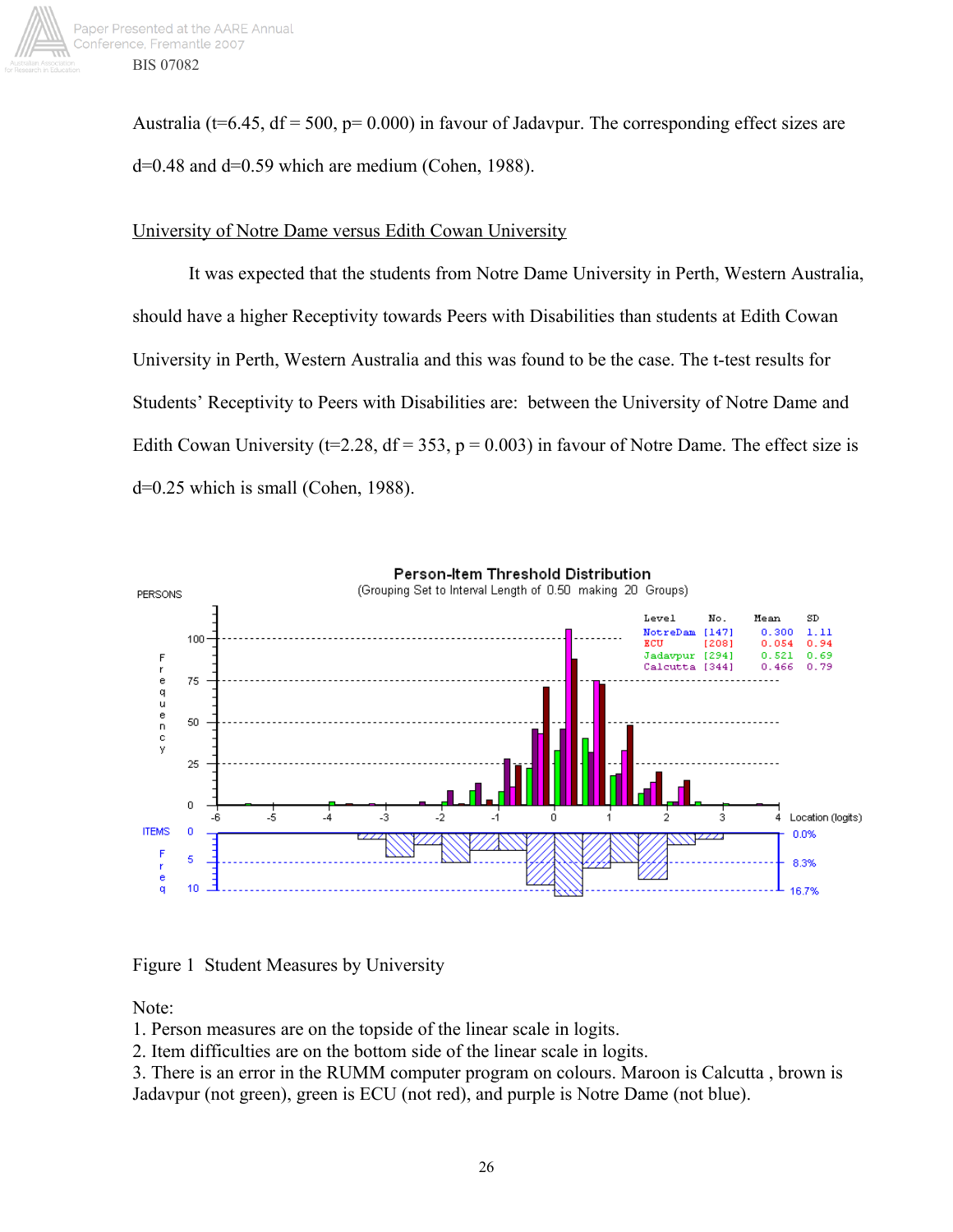Australia (t=6.45, df = 500, p= 0.000) in favour of Jadavpur. The corresponding effect sizes are d=0.48 and d=0.59 which are medium (Cohen, 1988).

University of Notre Dame versus Edith Cowan University

It was expected that the students from Notre Dame University in Perth, Western Australia, should have a higher Receptivity towards Peers with Disabilities than students at Edith Cowan University in Perth, Western Australia and this was found to be the case. The t-test results for Students' Receptivity to Peers with Disabilities are: between the University of Notre Dame and Edith Cowan University (t=2.28, df = 353, p = 0.003) in favour of Notre Dame. The effect size is d=0.25 which is small (Cohen, 1988).

Figure 1 Student Measures by University

Note:
1. Person measures are on the topside of the linear scale in logits.
2. Item difficulties are on the bottom side of the linear scale in logits.
3. There is an error in the RUMM computer program on colours. Maroon is Calcutta , brown is Jadavpur (not green), green is ECU (not red), and purple is Notre Dame (not blue).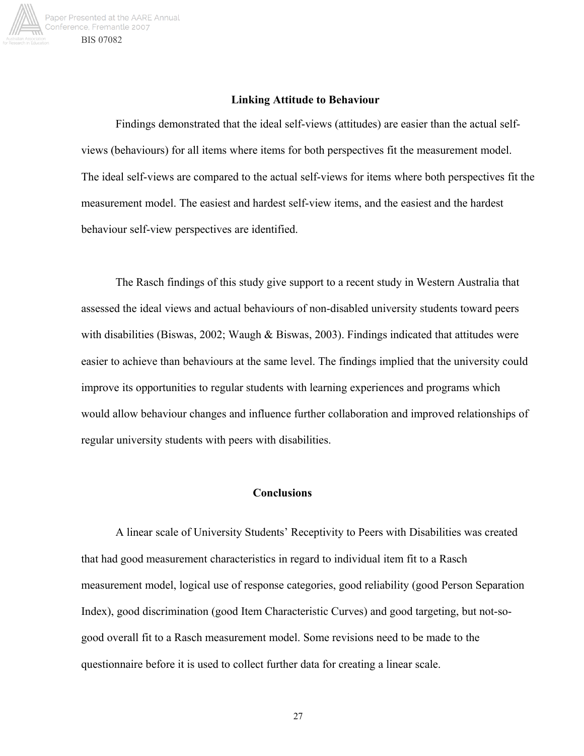## Linking Attitude to Behaviour

Findings demonstrated that the ideal self-views (attitudes) are easier than the actual self-views (behaviours) for all items where items for both perspectives fit the measurement model. The ideal self-views are compared to the actual self-views for items where both perspectives fit the measurement model. The easiest and hardest self-view items, and the easiest and the hardest behaviour self-view perspectives are identified.

The Rasch findings of this study give support to a recent study in Western Australia that assessed the ideal views and actual behaviours of non-disabled university students toward peers with disabilities (Biswas, 2002; Waugh & Biswas, 2003). Findings indicated that attitudes were easier to achieve than behaviours at the same level. The findings implied that the university could improve its opportunities to regular students with learning experiences and programs which would allow behaviour changes and influence further collaboration and improved relationships of regular university students with peers with disabilities.

## Conclusions

A linear scale of University Students' Receptivity to Peers with Disabilities was created that had good measurement characteristics in regard to individual item fit to a Rasch measurement model, logical use of response categories, good reliability (good Person Separation Index), good discrimination (good Item Characteristic Curves) and good targeting, but not-so-good overall fit to a Rasch measurement model. Some revisions need to be made to the questionnaire before it is used to collect further data for creating a linear scale.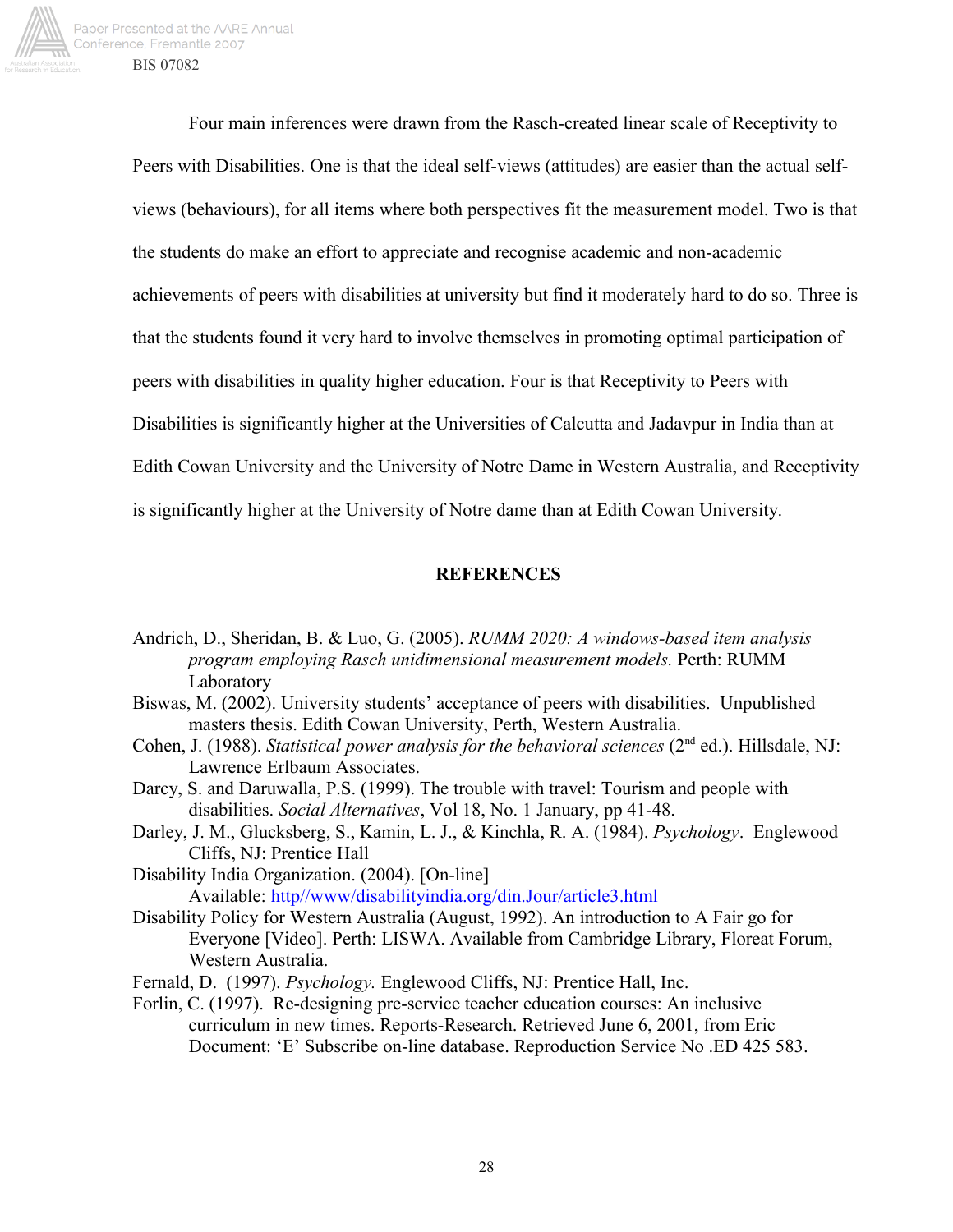Four main inferences were drawn from the Rasch-created linear scale of Receptivity to Peers with Disabilities. One is that the ideal self-views (attitudes) are easier than the actual self-views (behaviours), for all items where both perspectives fit the measurement model. Two is that the students do make an effort to appreciate and recognise academic and non-academic achievements of peers with disabilities at university but find it moderately hard to do so. Three is that the students found it very hard to involve themselves in promoting optimal participation of peers with disabilities in quality higher education. Four is that Receptivity to Peers with Disabilities is significantly higher at the Universities of Calcutta and Jadavpur in India than at Edith Cowan University and the University of Notre Dame in Western Australia, and Receptivity is significantly higher at the University of Notre dame than at Edith Cowan University.

## REFERENCES

Andrich, D., Sheridan, B. & Luo, G. (2005). *RUMM 2020: A windows-based item analysis program employing Rasch unidimensional measurement models.* Perth: RUMM Laboratory

Biswas, M. (2002). University students' acceptance of peers with disabilities. Unpublished masters thesis. Edith Cowan University, Perth, Western Australia.

Cohen, J. (1988). *Statistical power analysis for the behavioral sciences* (2nd ed.). Hillsdale, NJ: Lawrence Erlbaum Associates.

Darcy, S. and Daruwalla, P.S. (1999). The trouble with travel: Tourism and people with disabilities. *Social Alternatives*, Vol 18, No. 1 January, pp 41-48.

Darley, J. M., Glucksberg, S., Kamin, L. J., & Kinchla, R. A. (1984). *Psychology*. Englewood Cliffs, NJ: Prentice Hall

Disability India Organization. (2004). [On-line] Available: http//www/disabilityindia.org/din.Jour/article3.html

Disability Policy for Western Australia (August, 1992). An introduction to A Fair go for Everyone [Video]. Perth: LISWA. Available from Cambridge Library, Floreat Forum, Western Australia.

Fernald, D. (1997). *Psychology.* Englewood Cliffs, NJ: Prentice Hall, Inc.

Forlin, C. (1997). Re-designing pre-service teacher education courses: An inclusive curriculum in new times. Reports-Research. Retrieved June 6, 2001, from Eric Document: 'E' Subscribe on-line database. Reproduction Service No .ED 425 583.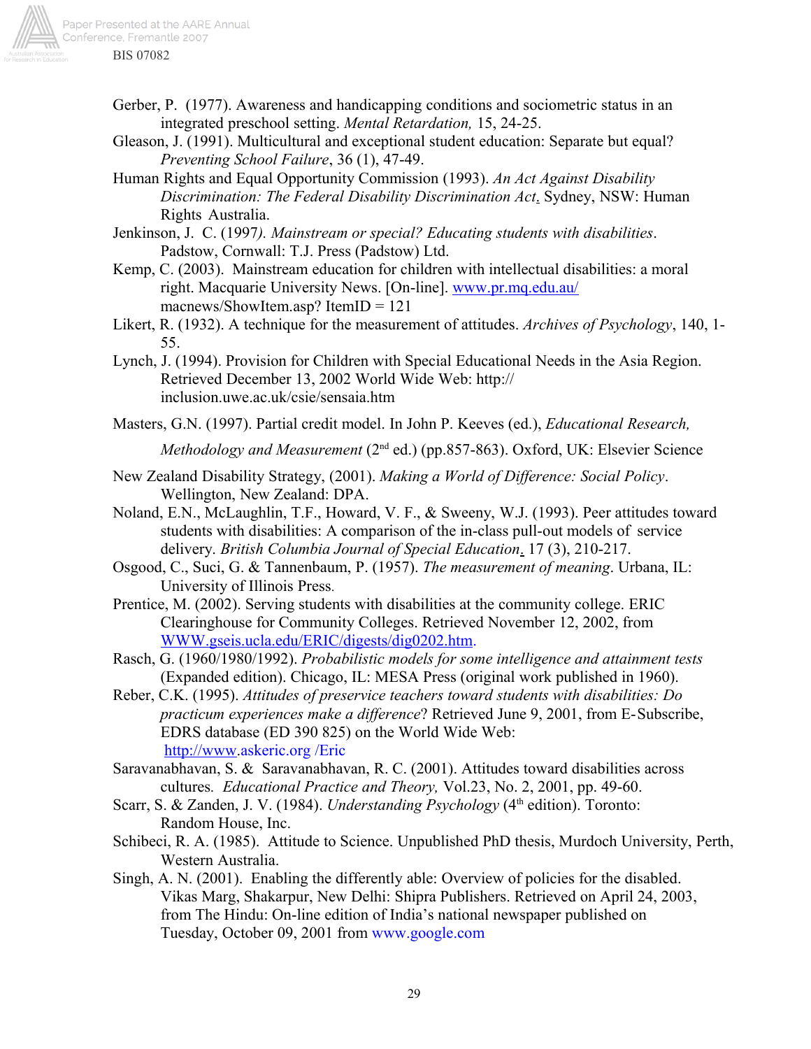Gerber, P. (1977). Awareness and handicapping conditions and sociometric status in an integrated preschool setting. *Mental Retardation,* 15, 24-25.

Gleason, J. (1991). Multicultural and exceptional student education: Separate but equal? *Preventing School Failure*, 36 (1), 47-49.

Human Rights and Equal Opportunity Commission (1993). *An Act Against Disability Discrimination: The Federal Disability Discrimination Act*. Sydney, NSW: Human Rights Australia.

Jenkinson, J. C. (1997*). Mainstream or special? Educating students with disabilities*. Padstow, Cornwall: T.J. Press (Padstow) Ltd.

Kemp, C. (2003). Mainstream education for children with intellectual disabilities: a moral right. Macquarie University News. [On-line]. www.pr.mq.edu.au/ macnews/ShowItem.asp? ItemID = 121

Likert, R. (1932). A technique for the measurement of attitudes. *Archives of Psychology*, 140, 1-55.

Lynch, J. (1994). Provision for Children with Special Educational Needs in the Asia Region. Retrieved December 13, 2002 World Wide Web: http:// inclusion.uwe.ac.uk/csie/sensaia.htm

Masters, G.N. (1997). Partial credit model. In John P. Keeves (ed.), *Educational Research, Methodology and Measurement* (2nd ed.) (pp.857-863). Oxford, UK: Elsevier Science

New Zealand Disability Strategy, (2001). *Making a World of Difference: Social Policy*. Wellington, New Zealand: DPA.

Noland, E.N., McLaughlin, T.F., Howard, V. F., & Sweeny, W.J. (1993). Peer attitudes toward students with disabilities: A comparison of the in-class pull-out models of service delivery. *British Columbia Journal of Special Education*. 17 (3), 210-217.

Osgood, C., Suci, G. & Tannenbaum, P. (1957). *The measurement of meaning*. Urbana, IL: University of Illinois Press.

Prentice, M. (2002). Serving students with disabilities at the community college. ERIC Clearinghouse for Community Colleges. Retrieved November 12, 2002, from WWW.gseis.ucla.edu/ERIC/digests/dig0202.htm.

Rasch, G. (1960/1980/1992). *Probabilistic models for some intelligence and attainment tests* (Expanded edition). Chicago, IL: MESA Press (original work published in 1960).

Reber, C.K. (1995). *Attitudes of preservice teachers toward students with disabilities: Do practicum experiences make a difference*? Retrieved June 9, 2001, from E-Subscribe, EDRS database (ED 390 825) on the World Wide Web: http://www.askeric.org /Eric

Saravanabhavan, S. & Saravanabhavan, R. C. (2001). Attitudes toward disabilities across cultures. *Educational Practice and Theory,* Vol.23, No. 2, 2001, pp. 49-60.

Scarr, S. & Zanden, J. V. (1984). *Understanding Psychology* (4th edition). Toronto: Random House, Inc.

Schibeci, R. A. (1985). Attitude to Science. Unpublished PhD thesis, Murdoch University, Perth, Western Australia.

Singh, A. N. (2001). Enabling the differently able: Overview of policies for the disabled. Vikas Marg, Shakarpur, New Delhi: Shipra Publishers. Retrieved on April 24, 2003, from The Hindu: On-line edition of India's national newspaper published on Tuesday, October 09, 2001 from www.google.com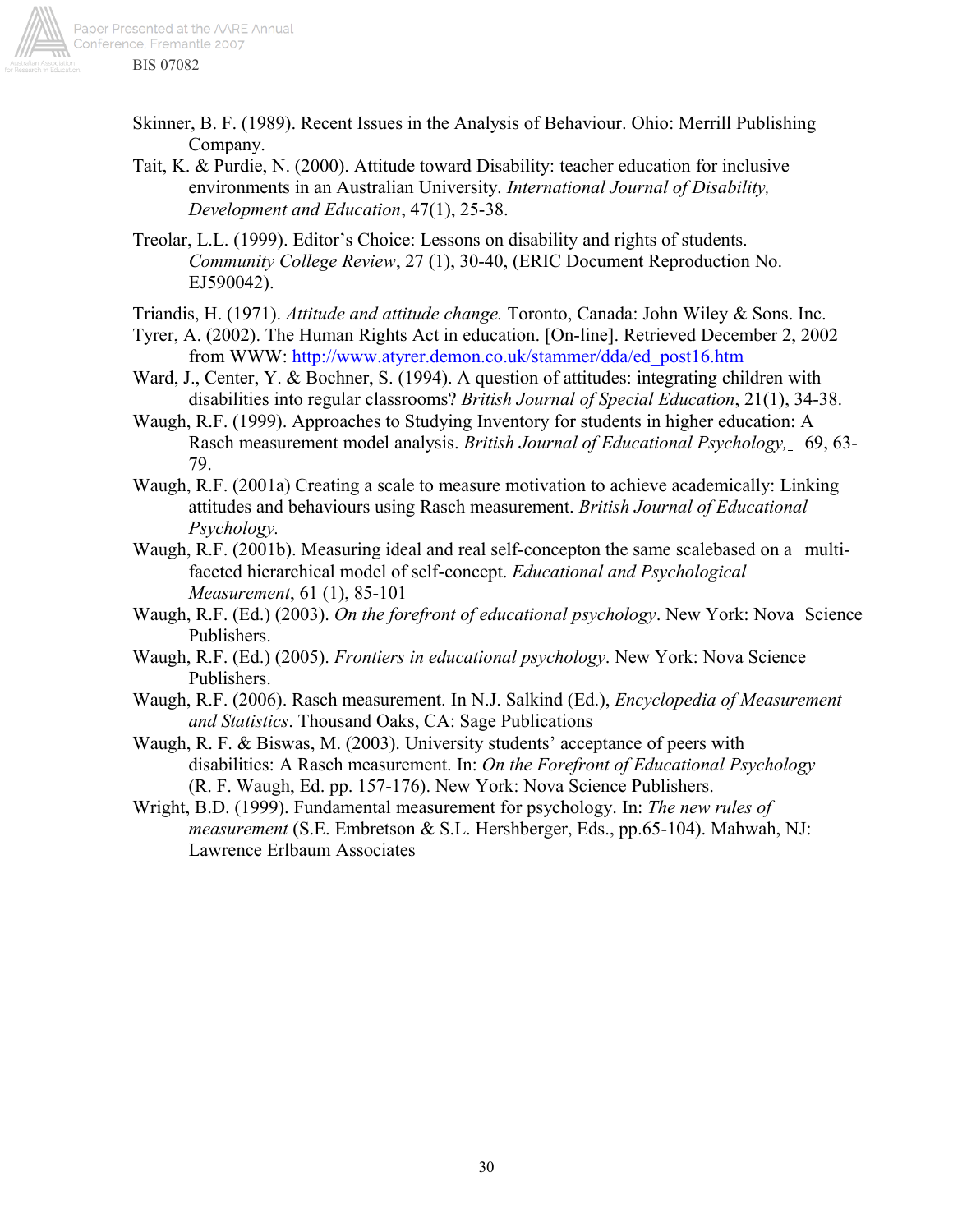Skinner, B. F. (1989). Recent Issues in the Analysis of Behaviour. Ohio: Merrill Publishing Company.

Tait, K. & Purdie, N. (2000). Attitude toward Disability: teacher education for inclusive environments in an Australian University. *International Journal of Disability, Development and Education*, 47(1), 25-38.

Treolar, L.L. (1999). Editor's Choice: Lessons on disability and rights of students. *Community College Review*, 27 (1), 30-40, (ERIC Document Reproduction No. EJ590042).

Triandis, H. (1971). *Attitude and attitude change.* Toronto, Canada: John Wiley & Sons. Inc.

Tyrer, A. (2002). The Human Rights Act in education. [On-line]. Retrieved December 2, 2002 from WWW: http://www.atyrer.demon.co.uk/stammer/dda/ed_post16.htm

Ward, J., Center, Y. & Bochner, S. (1994). A question of attitudes: integrating children with disabilities into regular classrooms? *British Journal of Special Education*, 21(1), 34-38.

Waugh, R.F. (1999). Approaches to Studying Inventory for students in higher education: A Rasch measurement model analysis. *British Journal of Educational Psychology,* 69, 63-79.

Waugh, R.F. (2001a) Creating a scale to measure motivation to achieve academically: Linking attitudes and behaviours using Rasch measurement. *British Journal of Educational Psychology.*

Waugh, R.F. (2001b). Measuring ideal and real self-concepton the same scalebased on a multi-faceted hierarchical model of self-concept. *Educational and Psychological Measurement*, 61 (1), 85-101

Waugh, R.F. (Ed.) (2003). *On the forefront of educational psychology*. New York: Nova Science Publishers.

Waugh, R.F. (Ed.) (2005). *Frontiers in educational psychology*. New York: Nova Science Publishers.

Waugh, R.F. (2006). Rasch measurement. In N.J. Salkind (Ed.), *Encyclopedia of Measurement and Statistics*. Thousand Oaks, CA: Sage Publications

Waugh, R. F. & Biswas, M. (2003). University students' acceptance of peers with disabilities: A Rasch measurement. In: *On the Forefront of Educational Psychology* (R. F. Waugh, Ed. pp. 157-176). New York: Nova Science Publishers.

Wright, B.D. (1999). Fundamental measurement for psychology. In: *The new rules of measurement* (S.E. Embretson & S.L. Hershberger, Eds., pp.65-104). Mahwah, NJ: Lawrence Erlbaum Associates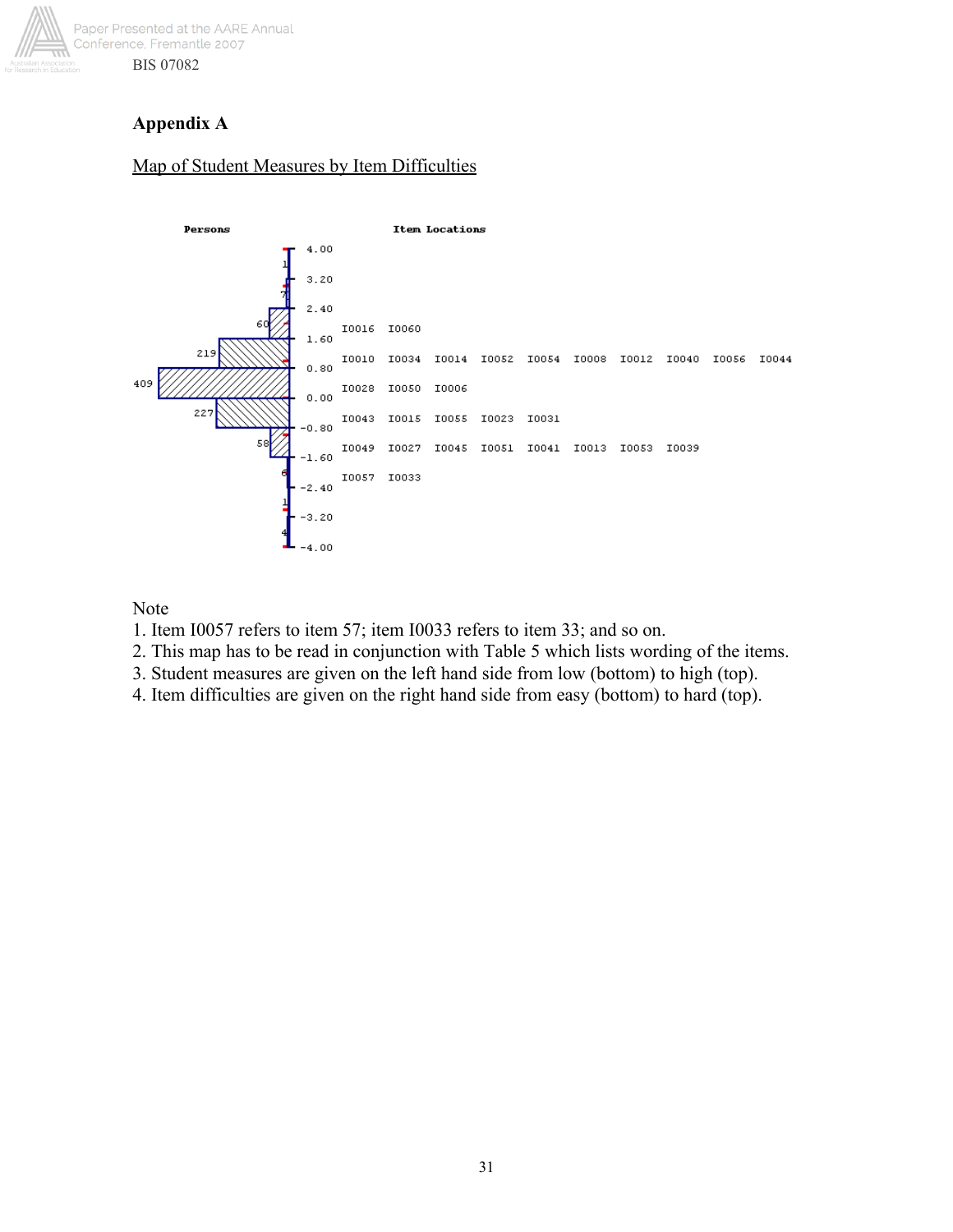## Appendix A

Map of Student Measures by Item Difficulties

Persons

Item Locations

4.00
3.20
2.40
1.60
0.80
0.00
-0.80
-1.60
-2.40
-3.20
-4.00

1
7
60
219
409
227
58
6
1
4

I0016 I0060

I0010 I0034 I0014 I0052 I0054 I0008 I0012 I0040 I0056 I0044

I0028 I0050 I0006

I0043 I0015 I0055 I0023 I0031

I0049 I0027 I0045 I0051 I0041 I0013 I0053 I0039

I0057 I0033

Note

1. Item I0057 refers to item 57; item I0033 refers to item 33; and so on.
2. This map has to be read in conjunction with Table 5 which lists wording of the items.
3. Student measures are given on the left hand side from low (bottom) to high (top).
4. Item difficulties are given on the right hand side from easy (bottom) to hard (top).